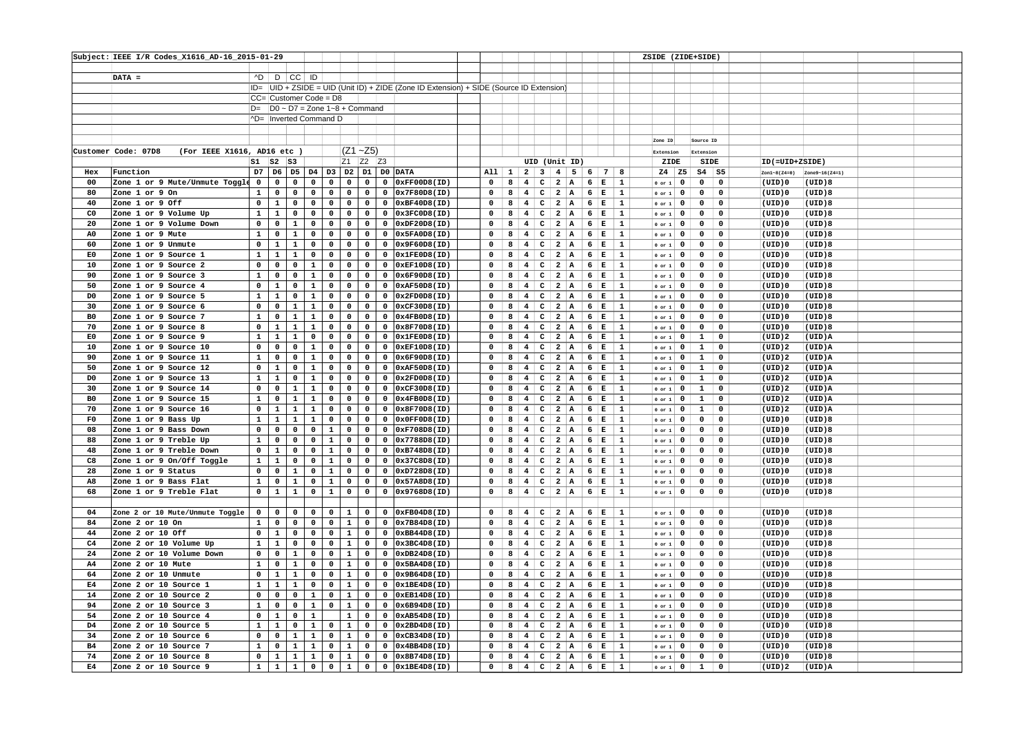Subject: IEEE I/R Codes_X1616_AD-16_2015-01-29

DATA = ^D D CC ID

ID= UID + ZSIDE = UID (Unit ID) + ZIDE (Zone ID Extension) + SIDE (Source ID Extension)

CC= Customer Code = D8

D= D0 ~ D7 = Zone 1~8 + Command

^D= Inverted Command D

Customer Code: 07D8 (For IEEE X1616, AD16 etc )

ZSIDE (ZIDE+SIDE)

| | | S1 | S2 | S3 | | | Z1 (Z1 ~Z5) | Z2 | Z3 | | | UID (Unit ID) | | | | | | | | | ZIDE (Zone ID Extension) | | SIDE (Source ID Extension) | | ID(=UID+ZSIDE) | |
|---|---|---|---|---|---|---|---|---|---|---|---|---|---|---|---|---|---|---|---|---|---|---|---|---|---|---|
| Hex | Function | D7 | D6 | D5 | D4 | D3 | D2 | D1 | D0 | DATA | All | 1 | 2 | 3 | 4 | 5 | 6 | 7 | 8 | Z4 | Z5 | S4 | S5 | Zon1~8(Z4=0) | Zone9~16(Z4=1) |
| 00 | Zone 1 or 9 Mute/Unmute Toggle | 0 | 0 | 0 | 0 | 0 | 0 | 0 | 0 | 0xFF00D8(ID) | 0 | 8 | 4 | C | 2 | A | 6 | E | 1 | 0 or 1 | 0 | 0 | 0 | (UID)0 | (UID)8 |
| 80 | Zone 1 or 9 On | 1 | 0 | 0 | 0 | 0 | 0 | 0 | 0 | 0x7F80D8(ID) | 0 | 8 | 4 | C | 2 | A | 6 | E | 1 | 0 or 1 | 0 | 0 | 0 | (UID)0 | (UID)8 |
| 40 | Zone 1 or 9 Off | 0 | 1 | 0 | 0 | 0 | 0 | 0 | 0 | 0xBF40D8(ID) | 0 | 8 | 4 | C | 2 | A | 6 | E | 1 | 0 or 1 | 0 | 0 | 0 | (UID)0 | (UID)8 |
| C0 | Zone 1 or 9 Volume Up | 1 | 1 | 0 | 0 | 0 | 0 | 0 | 0 | 0x3FC0D8(ID) | 0 | 8 | 4 | C | 2 | A | 6 | E | 1 | 0 or 1 | 0 | 0 | 0 | (UID)0 | (UID)8 |
| 20 | Zone 1 or 9 Volume Down | 0 | 0 | 1 | 0 | 0 | 0 | 0 | 0 | 0xDF20D8(ID) | 0 | 8 | 4 | C | 2 | A | 6 | E | 1 | 0 or 1 | 0 | 0 | 0 | (UID)0 | (UID)8 |
| A0 | Zone 1 or 9 Mute | 1 | 0 | 1 | 0 | 0 | 0 | 0 | 0 | 0x5FA0D8(ID) | 0 | 8 | 4 | C | 2 | A | 6 | E | 1 | 0 or 1 | 0 | 0 | 0 | (UID)0 | (UID)8 |
| 60 | Zone 1 or 9 Unmute | 0 | 1 | 1 | 0 | 0 | 0 | 0 | 0 | 0x9F60D8(ID) | 0 | 8 | 4 | C | 2 | A | 6 | E | 1 | 0 or 1 | 0 | 0 | 0 | (UID)0 | (UID)8 |
| E0 | Zone 1 or 9 Source 1 | 1 | 1 | 1 | 0 | 0 | 0 | 0 | 0 | 0x1FE0D8(ID) | 0 | 8 | 4 | C | 2 | A | 6 | E | 1 | 0 or 1 | 0 | 0 | 0 | (UID)0 | (UID)8 |
| 10 | Zone 1 or 9 Source 2 | 0 | 0 | 0 | 1 | 0 | 0 | 0 | 0 | 0xEF10D8(ID) | 0 | 8 | 4 | C | 2 | A | 6 | E | 1 | 0 or 1 | 0 | 0 | 0 | (UID)0 | (UID)8 |
| 90 | Zone 1 or 9 Source 3 | 1 | 0 | 0 | 1 | 0 | 0 | 0 | 0 | 0x6F90D8(ID) | 0 | 8 | 4 | C | 2 | A | 6 | E | 1 | 0 or 1 | 0 | 0 | 0 | (UID)0 | (UID)8 |
| 50 | Zone 1 or 9 Source 4 | 0 | 1 | 0 | 1 | 0 | 0 | 0 | 0 | 0xAF50D8(ID) | 0 | 8 | 4 | C | 2 | A | 6 | E | 1 | 0 or 1 | 0 | 0 | 0 | (UID)0 | (UID)8 |
| D0 | Zone 1 or 9 Source 5 | 1 | 1 | 0 | 1 | 0 | 0 | 0 | 0 | 0x2FD0D8(ID) | 0 | 8 | 4 | C | 2 | A | 6 | E | 1 | 0 or 1 | 0 | 0 | 0 | (UID)0 | (UID)8 |
| 30 | Zone 1 or 9 Source 6 | 0 | 0 | 1 | 1 | 0 | 0 | 0 | 0 | 0xCF30D8(ID) | 0 | 8 | 4 | C | 2 | A | 6 | E | 1 | 0 or 1 | 0 | 0 | 0 | (UID)0 | (UID)8 |
| B0 | Zone 1 or 9 Source 7 | 1 | 0 | 1 | 1 | 0 | 0 | 0 | 0 | 0x4FB0D8(ID) | 0 | 8 | 4 | C | 2 | A | 6 | E | 1 | 0 or 1 | 0 | 0 | 0 | (UID)0 | (UID)8 |
| 70 | Zone 1 or 9 Source 8 | 0 | 1 | 1 | 1 | 0 | 0 | 0 | 0 | 0x8F70D8(ID) | 0 | 8 | 4 | C | 2 | A | 6 | E | 1 | 0 or 1 | 0 | 0 | 0 | (UID)0 | (UID)8 |
| E0 | Zone 1 or 9 Source 9 | 1 | 1 | 1 | 0 | 0 | 0 | 0 | 0 | 0x1FE0D8(ID) | 0 | 8 | 4 | C | 2 | A | 6 | E | 1 | 0 or 1 | 0 | 1 | 0 | (UID)2 | (UID)A |
| 10 | Zone 1 or 9 Source 10 | 0 | 0 | 0 | 1 | 0 | 0 | 0 | 0 | 0xEF10D8(ID) | 0 | 8 | 4 | C | 2 | A | 6 | E | 1 | 0 or 1 | 0 | 1 | 0 | (UID)2 | (UID)A |
| 90 | Zone 1 or 9 Source 11 | 1 | 0 | 0 | 1 | 0 | 0 | 0 | 0 | 0x6F90D8(ID) | 0 | 8 | 4 | C | 2 | A | 6 | E | 1 | 0 or 1 | 0 | 1 | 0 | (UID)2 | (UID)A |
| 50 | Zone 1 or 9 Source 12 | 0 | 1 | 0 | 1 | 0 | 0 | 0 | 0 | 0xAF50D8(ID) | 0 | 8 | 4 | C | 2 | A | 6 | E | 1 | 0 or 1 | 0 | 1 | 0 | (UID)2 | (UID)A |
| D0 | Zone 1 or 9 Source 13 | 1 | 1 | 0 | 1 | 0 | 0 | 0 | 0 | 0x2FD0D8(ID) | 0 | 8 | 4 | C | 2 | A | 6 | E | 1 | 0 or 1 | 0 | 1 | 0 | (UID)2 | (UID)A |
| 30 | Zone 1 or 9 Source 14 | 0 | 0 | 1 | 1 | 0 | 0 | 0 | 0 | 0xCF30D8(ID) | 0 | 8 | 4 | C | 2 | A | 6 | E | 1 | 0 or 1 | 0 | 1 | 0 | (UID)2 | (UID)A |
| B0 | Zone 1 or 9 Source 15 | 1 | 0 | 1 | 1 | 0 | 0 | 0 | 0 | 0x4FB0D8(ID) | 0 | 8 | 4 | C | 2 | A | 6 | E | 1 | 0 or 1 | 0 | 1 | 0 | (UID)2 | (UID)A |
| 70 | Zone 1 or 9 Source 16 | 0 | 1 | 1 | 1 | 0 | 0 | 0 | 0 | 0x8F70D8(ID) | 0 | 8 | 4 | C | 2 | A | 6 | E | 1 | 0 or 1 | 0 | 1 | 0 | (UID)2 | (UID)A |
| F0 | Zone 1 or 9 Bass Up | 1 | 1 | 1 | 1 | 0 | 0 | 0 | 0 | 0x0FF0D8(ID) | 0 | 8 | 4 | C | 2 | A | 6 | E | 1 | 0 or 1 | 0 | 0 | 0 | (UID)0 | (UID)8 |
| 08 | Zone 1 or 9 Bass Down | 0 | 0 | 0 | 0 | 1 | 0 | 0 | 0 | 0xF708D8(ID) | 0 | 8 | 4 | C | 2 | A | 6 | E | 1 | 0 or 1 | 0 | 0 | 0 | (UID)0 | (UID)8 |
| 88 | Zone 1 or 9 Treble Up | 1 | 0 | 0 | 0 | 1 | 0 | 0 | 0 | 0x7788D8(ID) | 0 | 8 | 4 | C | 2 | A | 6 | E | 1 | 0 or 1 | 0 | 0 | 0 | (UID)0 | (UID)8 |
| 48 | Zone 1 or 9 Treble Down | 0 | 1 | 0 | 0 | 1 | 0 | 0 | 0 | 0xB748D8(ID) | 0 | 8 | 4 | C | 2 | A | 6 | E | 1 | 0 or 1 | 0 | 0 | 0 | (UID)0 | (UID)8 |
| C8 | Zone 1 or 9 On/Off Toggle | 1 | 1 | 0 | 0 | 1 | 0 | 0 | 0 | 0x37C8D8(ID) | 0 | 8 | 4 | C | 2 | A | 6 | E | 1 | 0 or 1 | 0 | 0 | 0 | (UID)0 | (UID)8 |
| 28 | Zone 1 or 9 Status | 0 | 0 | 1 | 0 | 1 | 0 | 0 | 0 | 0xD728D8(ID) | 0 | 8 | 4 | C | 2 | A | 6 | E | 1 | 0 or 1 | 0 | 0 | 0 | (UID)0 | (UID)8 |
| A8 | Zone 1 or 9 Bass Flat | 1 | 0 | 1 | 0 | 1 | 0 | 0 | 0 | 0x57A8D8(ID) | 0 | 8 | 4 | C | 2 | A | 6 | E | 1 | 0 or 1 | 0 | 0 | 0 | (UID)0 | (UID)8 |
| 68 | Zone 1 or 9 Treble Flat | 0 | 1 | 1 | 0 | 1 | 0 | 0 | 0 | 0x9768D8(ID) | 0 | 8 | 4 | C | 2 | A | 6 | E | 1 | 0 or 1 | 0 | 0 | 0 | (UID)0 | (UID)8 |
| | | | | | | | | | | | | | | | | | | | | | | | | | |
| 04 | Zone 2 or 10 Mute/Unmute Toggle | 0 | 0 | 0 | 0 | 0 | 1 | 0 | 0 | 0xFB04D8(ID) | 0 | 8 | 4 | C | 2 | A | 6 | E | 1 | 0 or 1 | 0 | 0 | 0 | (UID)0 | (UID)8 |
| 84 | Zone 2 or 10 On | 1 | 0 | 0 | 0 | 0 | 1 | 0 | 0 | 0x7B84D8(ID) | 0 | 8 | 4 | C | 2 | A | 6 | E | 1 | 0 or 1 | 0 | 0 | 0 | (UID)0 | (UID)8 |
| 44 | Zone 2 or 10 Off | 0 | 1 | 0 | 0 | 0 | 1 | 0 | 0 | 0xBB44D8(ID) | 0 | 8 | 4 | C | 2 | A | 6 | E | 1 | 0 or 1 | 0 | 0 | 0 | (UID)0 | (UID)8 |
| C4 | Zone 2 or 10 Volume Up | 1 | 1 | 0 | 0 | 0 | 1 | 0 | 0 | 0x3BC4D8(ID) | 0 | 8 | 4 | C | 2 | A | 6 | E | 1 | 0 or 1 | 0 | 0 | 0 | (UID)0 | (UID)8 |
| 24 | Zone 2 or 10 Volume Down | 0 | 0 | 1 | 0 | 0 | 1 | 0 | 0 | 0xDB24D8(ID) | 0 | 8 | 4 | C | 2 | A | 6 | E | 1 | 0 or 1 | 0 | 0 | 0 | (UID)0 | (UID)8 |
| A4 | Zone 2 or 10 Mute | 1 | 0 | 1 | 0 | 0 | 1 | 0 | 0 | 0x5BA4D8(ID) | 0 | 8 | 4 | C | 2 | A | 6 | E | 1 | 0 or 1 | 0 | 0 | 0 | (UID)0 | (UID)8 |
| 64 | Zone 2 or 10 Unmute | 0 | 1 | 1 | 0 | 0 | 1 | 0 | 0 | 0x9B64D8(ID) | 0 | 8 | 4 | C | 2 | A | 6 | E | 1 | 0 or 1 | 0 | 0 | 0 | (UID)0 | (UID)8 |
| E4 | Zone 2 or 10 Source 1 | 1 | 1 | 1 | 0 | 0 | 1 | 0 | 0 | 0x1BE4D8(ID) | 0 | 8 | 4 | C | 2 | A | 6 | E | 1 | 0 or 1 | 0 | 0 | 0 | (UID)0 | (UID)8 |
| 14 | Zone 2 or 10 Source 2 | 0 | 0 | 0 | 1 | 0 | 1 | 0 | 0 | 0xEB14D8(ID) | 0 | 8 | 4 | C | 2 | A | 6 | E | 1 | 0 or 1 | 0 | 0 | 0 | (UID)0 | (UID)8 |
| 94 | Zone 2 or 10 Source 3 | 1 | 0 | 0 | 1 | 0 | 1 | 0 | 0 | 0x6B94D8(ID) | 0 | 8 | 4 | C | 2 | A | 6 | E | 1 | 0 or 1 | 0 | 0 | 0 | (UID)0 | (UID)8 |
| 54 | Zone 2 or 10 Source 4 | 0 | 1 | 0 | 1 | | 1 | 0 | 0 | 0xAB54D8(ID) | 0 | 8 | 4 | C | 2 | A | 6 | E | 1 | 0 or 1 | 0 | 0 | 0 | (UID)0 | (UID)8 |
| D4 | Zone 2 or 10 Source 5 | 1 | 1 | 0 | 1 | 0 | 1 | 0 | 0 | 0x2BD4D8(ID) | 0 | 8 | 4 | C | 2 | A | 6 | E | 1 | 0 or 1 | 0 | 0 | 0 | (UID)0 | (UID)8 |
| 34 | Zone 2 or 10 Source 6 | 0 | 0 | 1 | 1 | 0 | 1 | 0 | 0 | 0xCB34D8(ID) | 0 | 8 | 4 | C | 2 | A | 6 | E | 1 | 0 or 1 | 0 | 0 | 0 | (UID)0 | (UID)8 |
| B4 | Zone 2 or 10 Source 7 | 1 | 0 | 1 | 1 | 0 | 1 | 0 | 0 | 0x4BB4D8(ID) | 0 | 8 | 4 | C | 2 | A | 6 | E | 1 | 0 or 1 | 0 | 0 | 0 | (UID)0 | (UID)8 |
| 74 | Zone 2 or 10 Source 8 | 0 | 1 | 1 | 1 | 0 | 1 | 0 | 0 | 0x8B74D8(ID) | 0 | 8 | 4 | C | 2 | A | 6 | E | 1 | 0 or 1 | 0 | 0 | 0 | (UID)0 | (UID)8 |
| E4 | Zone 2 or 10 Source 9 | 1 | 1 | 1 | 0 | 0 | 1 | 0 | 0 | 0x1BE4D8(ID) | 0 | 8 | 4 | C | 2 | A | 6 | E | 1 | 0 or 1 | 0 | 1 | 0 | (UID)2 | (UID)A |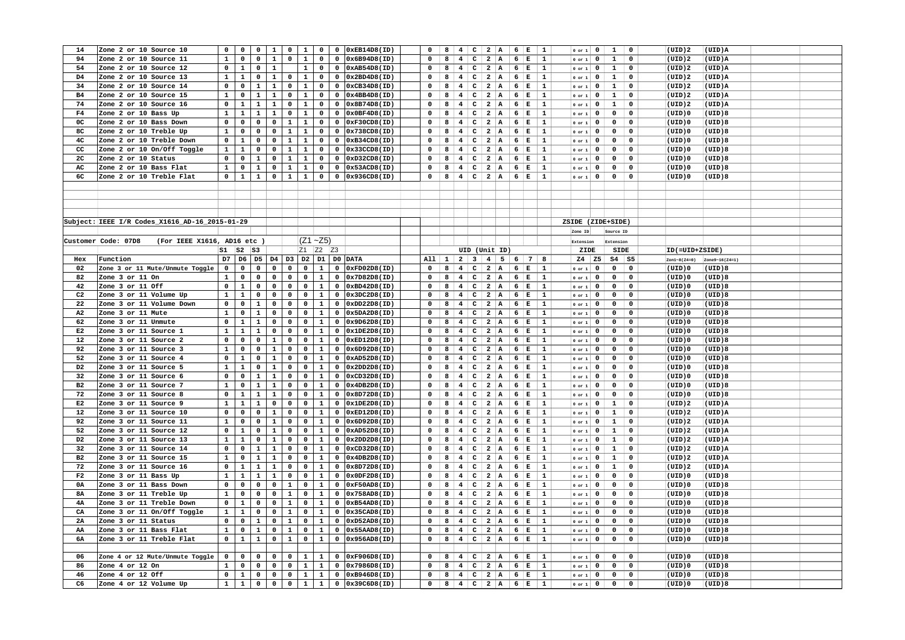| Hex | Function | D7 | D6 | D5 | D4 | D3 | D2 | D1 | D0 | DATA | All | 1 | 2 | 3 | 4 | 5 | 6 | 7 | 8 | Z4 | Z5 | S4 | S5 | Zone1~8(Z4=0) | Zone9~16(Z4=1) |
|---|---|---|---|---|---|---|---|---|---|---|---|---|---|---|---|---|---|---|---|---|---|---|---|---|---|
| 14 | Zone 2 or 10 Source 10 | 0 | 0 | 0 | 1 | 0 | 1 | 0 | 0 | 0xEB14D8(ID) | 0 | 8 | 4 | C | 2 | A | 6 | E | 1 | 0 or 1 | 0 | 1 | 0 | (UID)2 | (UID)A |
| 94 | Zone 2 or 10 Source 11 | 1 | 0 | 0 | 1 | 0 | 1 | 0 | 0 | 0x6B94D8(ID) | 0 | 8 | 4 | C | 2 | A | 6 | E | 1 | 0 or 1 | 0 | 1 | 0 | (UID)2 | (UID)A |
| 54 | Zone 2 or 10 Source 12 | 0 | 1 | 0 | 1 | | 1 | 0 | 0 | 0xAB54D8(ID) | 0 | 8 | 4 | C | 2 | A | 6 | E | 1 | 0 or 1 | 0 | 1 | 0 | (UID)2 | (UID)A |
| D4 | Zone 2 or 10 Source 13 | 1 | 1 | 0 | 1 | 0 | 1 | 0 | 0 | 0x2BD4D8(ID) | 0 | 8 | 4 | C | 2 | A | 6 | E | 1 | 0 or 1 | 0 | 1 | 0 | (UID)2 | (UID)A |
| 34 | Zone 2 or 10 Source 14 | 0 | 0 | 1 | 1 | 0 | 1 | 0 | 0 | 0xCB34D8(ID) | 0 | 8 | 4 | C | 2 | A | 6 | E | 1 | 0 or 1 | 0 | 1 | 0 | (UID)2 | (UID)A |
| B4 | Zone 2 or 10 Source 15 | 1 | 0 | 1 | 1 | 0 | 1 | 0 | 0 | 0x4BB4D8(ID) | 0 | 8 | 4 | C | 2 | A | 6 | E | 1 | 0 or 1 | 0 | 1 | 0 | (UID)2 | (UID)A |
| 74 | Zone 2 or 10 Source 16 | 0 | 1 | 1 | 1 | 0 | 1 | 0 | 0 | 0x8B74D8(ID) | 0 | 8 | 4 | C | 2 | A | 6 | E | 1 | 0 or 1 | 0 | 1 | 0 | (UID)2 | (UID)A |
| F4 | Zone 2 or 10 Bass Up | 1 | 1 | 1 | 1 | 0 | 1 | 0 | 0 | 0x0BF4D8(ID) | 0 | 8 | 4 | C | 2 | A | 6 | E | 1 | 0 or 1 | 0 | 0 | 0 | (UID)0 | (UID)8 |
| 0C | Zone 2 or 10 Bass Down | 0 | 0 | 0 | 0 | 1 | 1 | 0 | 0 | 0xF30CD8(ID) | 0 | 8 | 4 | C | 2 | A | 6 | E | 1 | 0 or 1 | 0 | 0 | 0 | (UID)0 | (UID)8 |
| 8C | Zone 2 or 10 Treble Up | 1 | 0 | 0 | 0 | 1 | 1 | 0 | 0 | 0x738CD8(ID) | 0 | 8 | 4 | C | 2 | A | 6 | E | 1 | 0 or 1 | 0 | 0 | 0 | (UID)0 | (UID)8 |
| 4C | Zone 2 or 10 Treble Down | 0 | 1 | 0 | 0 | 1 | 1 | 0 | 0 | 0xB34CD8(ID) | 0 | 8 | 4 | C | 2 | A | 6 | E | 1 | 0 or 1 | 0 | 0 | 0 | (UID)0 | (UID)8 |
| CC | Zone 2 or 10 On/Off Toggle | 1 | 1 | 0 | 0 | 1 | 1 | 0 | 0 | 0x33CCD8(ID) | 0 | 8 | 4 | C | 2 | A | 6 | E | 1 | 0 or 1 | 0 | 0 | 0 | (UID)0 | (UID)8 |
| 2C | Zone 2 or 10 Status | 0 | 0 | 1 | 0 | 1 | 1 | 0 | 0 | 0xD32CD8(ID) | 0 | 8 | 4 | C | 2 | A | 6 | E | 1 | 0 or 1 | 0 | 0 | 0 | (UID)0 | (UID)8 |
| AC | Zone 2 or 10 Bass Flat | 1 | 0 | 1 | 0 | 1 | 1 | 0 | 0 | 0x53ACD8(ID) | 0 | 8 | 4 | C | 2 | A | 6 | E | 1 | 0 or 1 | 0 | 0 | 0 | (UID)0 | (UID)8 |
| 6C | Zone 2 or 10 Treble Flat | 0 | 1 | 1 | 0 | 1 | 1 | 0 | 0 | 0x936CD8(ID) | 0 | 8 | 4 | C | 2 | A | 6 | E | 1 | 0 or 1 | 0 | 0 | 0 | (UID)0 | (UID)8 |

Subject: IEEE I/R Codes_X1616_AD-16_2015-01-29

| | | | | | | | | | | | | | | | | | | | | | | | | | |
|---|---|---|---|---|---|---|---|---|---|---|---|---|---|---|---|---|---|---|---|---|---|---|---|---|---|
| | | | | | | | | | | | | | | | | | | | | ZSIDE (ZIDE+SIDE) | | | | | |
| | | | | | | | | | | | | | | | | | | | | Zone ID Extension | | Source ID Extension | | | |
| Customer Code: 07D8 | (For IEEE X1616, AD16 etc ) | | | | | | (Z1~Z5) | | | | | | | | | | | | | | | | | | |
| | | S1 | S2 | S3 | | | Z1 | Z2 | Z3 | | | UID (Unit ID) | | | | | | | | ZIDE | | SIDE | | ID(=UID+ZSIDE) | |
| Hex | Function | D7 | D6 | D5 | D4 | D3 | D2 | D1 | D0 | DATA | All | 1 | 2 | 3 | 4 | 5 | 6 | 7 | 8 | Z4 | Z5 | S4 | S5 | Zone1~8(Z4=0) | Zone9~16(Z4=1) |
| 02 | Zone 3 or 11 Mute/Unmute Toggle | 0 | 0 | 0 | 0 | 0 | 0 | 1 | 0 | 0xFD02D8(ID) | 0 | 8 | 4 | C | 2 | A | 6 | E | 1 | 0 or 1 | 0 | 0 | 0 | (UID)0 | (UID)8 |
| 82 | Zone 3 or 11 On | 1 | 0 | 0 | 0 | 0 | 0 | 1 | 0 | 0x7D82D8(ID) | 0 | 8 | 4 | C | 2 | A | 6 | E | 1 | 0 or 1 | 0 | 0 | 0 | (UID)0 | (UID)8 |
| 42 | Zone 3 or 11 Off | 0 | 1 | 0 | 0 | 0 | 0 | 1 | 0 | 0xBD42D8(ID) | 0 | 8 | 4 | C | 2 | A | 6 | E | 1 | 0 or 1 | 0 | 0 | 0 | (UID)0 | (UID)8 |
| C2 | Zone 3 or 11 Volume Up | 1 | 1 | 0 | 0 | 0 | 0 | 1 | 0 | 0x3DC2D8(ID) | 0 | 8 | 4 | C | 2 | A | 6 | E | 1 | 0 or 1 | 0 | 0 | 0 | (UID)0 | (UID)8 |
| 22 | Zone 3 or 11 Volume Down | 0 | 0 | 1 | 0 | 0 | 0 | 1 | 0 | 0xDD22D8(ID) | 0 | 8 | 4 | C | 2 | A | 6 | E | 1 | 0 or 1 | 0 | 0 | 0 | (UID)0 | (UID)8 |
| A2 | Zone 3 or 11 Mute | 1 | 0 | 1 | 0 | 0 | 0 | 1 | 0 | 0x5DA2D8(ID) | 0 | 8 | 4 | C | 2 | A | 6 | E | 1 | 0 or 1 | 0 | 0 | 0 | (UID)0 | (UID)8 |
| 62 | Zone 3 or 11 Unmute | 0 | 1 | 1 | 0 | 0 | 0 | 1 | 0 | 0x9D62D8(ID) | 0 | 8 | 4 | C | 2 | A | 6 | E | 1 | 0 or 1 | 0 | 0 | 0 | (UID)0 | (UID)8 |
| E2 | Zone 3 or 11 Source 1 | 1 | 1 | 1 | 0 | 0 | 0 | 1 | 0 | 0x1DE2D8(ID) | 0 | 8 | 4 | C | 2 | A | 6 | E | 1 | 0 or 1 | 0 | 0 | 0 | (UID)0 | (UID)8 |
| 12 | Zone 3 or 11 Source 2 | 0 | 0 | 0 | 1 | 0 | 0 | 1 | 0 | 0xED12D8(ID) | 0 | 8 | 4 | C | 2 | A | 6 | E | 1 | 0 or 1 | 0 | 0 | 0 | (UID)0 | (UID)8 |
| 92 | Zone 3 or 11 Source 3 | 1 | 0 | 0 | 1 | 0 | 0 | 1 | 0 | 0x6D92D8(ID) | 0 | 8 | 4 | C | 2 | A | 6 | E | 1 | 0 or 1 | 0 | 0 | 0 | (UID)0 | (UID)8 |
| 52 | Zone 3 or 11 Source 4 | 0 | 1 | 0 | 1 | 0 | 0 | 1 | 0 | 0xAD52D8(ID) | 0 | 8 | 4 | C | 2 | A | 6 | E | 1 | 0 or 1 | 0 | 0 | 0 | (UID)0 | (UID)8 |
| D2 | Zone 3 or 11 Source 5 | 1 | 1 | 0 | 1 | 0 | 0 | 1 | 0 | 0x2DD2D8(ID) | 0 | 8 | 4 | C | 2 | A | 6 | E | 1 | 0 or 1 | 0 | 0 | 0 | (UID)0 | (UID)8 |
| 32 | Zone 3 or 11 Source 6 | 0 | 0 | 1 | 1 | 0 | 0 | 1 | 0 | 0xCD32D8(ID) | 0 | 8 | 4 | C | 2 | A | 6 | E | 1 | 0 or 1 | 0 | 0 | 0 | (UID)0 | (UID)8 |
| B2 | Zone 3 or 11 Source 7 | 1 | 0 | 1 | 1 | 0 | 0 | 1 | 0 | 0x4DB2D8(ID) | 0 | 8 | 4 | C | 2 | A | 6 | E | 1 | 0 or 1 | 0 | 0 | 0 | (UID)0 | (UID)8 |
| 72 | Zone 3 or 11 Source 8 | 0 | 1 | 1 | 1 | 0 | 0 | 1 | 0 | 0x8D72D8(ID) | 0 | 8 | 4 | C | 2 | A | 6 | E | 1 | 0 or 1 | 0 | 0 | 0 | (UID)0 | (UID)8 |
| E2 | Zone 3 or 11 Source 9 | 1 | 1 | 1 | 0 | 0 | 0 | 1 | 0 | 0x1DE2D8(ID) | 0 | 8 | 4 | C | 2 | A | 6 | E | 1 | 0 or 1 | 0 | 1 | 0 | (UID)2 | (UID)A |
| 12 | Zone 3 or 11 Source 10 | 0 | 0 | 0 | 1 | 0 | 0 | 1 | 0 | 0xED12D8(ID) | 0 | 8 | 4 | C | 2 | A | 6 | E | 1 | 0 or 1 | 0 | 1 | 0 | (UID)2 | (UID)A |
| 92 | Zone 3 or 11 Source 11 | 1 | 0 | 0 | 1 | 0 | 0 | 1 | 0 | 0x6D92D8(ID) | 0 | 8 | 4 | C | 2 | A | 6 | E | 1 | 0 or 1 | 0 | 1 | 0 | (UID)2 | (UID)A |
| 52 | Zone 3 or 11 Source 12 | 0 | 1 | 0 | 1 | 0 | 0 | 1 | 0 | 0xAD52D8(ID) | 0 | 8 | 4 | C | 2 | A | 6 | E | 1 | 0 or 1 | 0 | 1 | 0 | (UID)2 | (UID)A |
| D2 | Zone 3 or 11 Source 13 | 1 | 1 | 0 | 1 | 0 | 0 | 1 | 0 | 0x2DD2D8(ID) | 0 | 8 | 4 | C | 2 | A | 6 | E | 1 | 0 or 1 | 0 | 1 | 0 | (UID)2 | (UID)A |
| 32 | Zone 3 or 11 Source 14 | 0 | 0 | 1 | 1 | 0 | 0 | 1 | 0 | 0xCD32D8(ID) | 0 | 8 | 4 | C | 2 | A | 6 | E | 1 | 0 or 1 | 0 | 1 | 0 | (UID)2 | (UID)A |
| B2 | Zone 3 or 11 Source 15 | 1 | 0 | 1 | 1 | 0 | 0 | 1 | 0 | 0x4DB2D8(ID) | 0 | 8 | 4 | C | 2 | A | 6 | E | 1 | 0 or 1 | 0 | 1 | 0 | (UID)2 | (UID)A |
| 72 | Zone 3 or 11 Source 16 | 0 | 1 | 1 | 1 | 0 | 0 | 1 | 0 | 0x8D72D8(ID) | 0 | 8 | 4 | C | 2 | A | 6 | E | 1 | 0 or 1 | 0 | 1 | 0 | (UID)2 | (UID)A |
| F2 | Zone 3 or 11 Bass Up | 1 | 1 | 1 | 1 | 0 | 0 | 1 | 0 | 0x0DF2D8(ID) | 0 | 8 | 4 | C | 2 | A | 6 | E | 1 | 0 or 1 | 0 | 0 | 0 | (UID)0 | (UID)8 |
| 0A | Zone 3 or 11 Bass Down | 0 | 0 | 0 | 0 | 1 | 0 | 1 | 0 | 0xF50AD8(ID) | 0 | 8 | 4 | C | 2 | A | 6 | E | 1 | 0 or 1 | 0 | 0 | 0 | (UID)0 | (UID)8 |
| 8A | Zone 3 or 11 Treble Up | 1 | 0 | 0 | 0 | 1 | 0 | 1 | 0 | 0x758AD8(ID) | 0 | 8 | 4 | C | 2 | A | 6 | E | 1 | 0 or 1 | 0 | 0 | 0 | (UID)0 | (UID)8 |
| 4A | Zone 3 or 11 Treble Down | 0 | 1 | 0 | 0 | 1 | 0 | 1 | 0 | 0xB54AD8(ID) | 0 | 8 | 4 | C | 2 | A | 6 | E | 1 | 0 or 1 | 0 | 0 | 0 | (UID)0 | (UID)8 |
| CA | Zone 3 or 11 On/Off Toggle | 1 | 1 | 0 | 0 | 1 | 0 | 1 | 0 | 0x35CAD8(ID) | 0 | 8 | 4 | C | 2 | A | 6 | E | 1 | 0 or 1 | 0 | 0 | 0 | (UID)0 | (UID)8 |
| 2A | Zone 3 or 11 Status | 0 | 0 | 1 | 0 | 1 | 0 | 1 | 0 | 0xD52AD8(ID) | 0 | 8 | 4 | C | 2 | A | 6 | E | 1 | 0 or 1 | 0 | 0 | 0 | (UID)0 | (UID)8 |
| AA | Zone 3 or 11 Bass Flat | 1 | 0 | 1 | 0 | 1 | 0 | 1 | 0 | 0x55AAD8(ID) | 0 | 8 | 4 | C | 2 | A | 6 | E | 1 | 0 or 1 | 0 | 0 | 0 | (UID)0 | (UID)8 |
| 6A | Zone 3 or 11 Treble Flat | 0 | 1 | 1 | 0 | 1 | 0 | 1 | 0 | 0x956AD8(ID) | 0 | 8 | 4 | C | 2 | A | 6 | E | 1 | 0 or 1 | 0 | 0 | 0 | (UID)0 | (UID)8 |
| | | | | | | | | | | | | | | | | | | | | | | | | | |
| 06 | Zone 4 or 12 Mute/Unmute Toggle | 0 | 0 | 0 | 0 | 0 | 1 | 1 | 0 | 0xF906D8(ID) | 0 | 8 | 4 | C | 2 | A | 6 | E | 1 | 0 or 1 | 0 | 0 | 0 | (UID)0 | (UID)8 |
| 86 | Zone 4 or 12 On | 1 | 0 | 0 | 0 | 0 | 1 | 1 | 0 | 0x7986D8(ID) | 0 | 8 | 4 | C | 2 | A | 6 | E | 1 | 0 or 1 | 0 | 0 | 0 | (UID)0 | (UID)8 |
| 46 | Zone 4 or 12 Off | 0 | 1 | 0 | 0 | 0 | 1 | 1 | 0 | 0xB946D8(ID) | 0 | 8 | 4 | C | 2 | A | 6 | E | 1 | 0 or 1 | 0 | 0 | 0 | (UID)0 | (UID)8 |
| C6 | Zone 4 or 12 Volume Up | 1 | 1 | 0 | 0 | 0 | 1 | 1 | 0 | 0x39C6D8(ID) | 0 | 8 | 4 | C | 2 | A | 6 | E | 1 | 0 or 1 | 0 | 0 | 0 | (UID)0 | (UID)8 |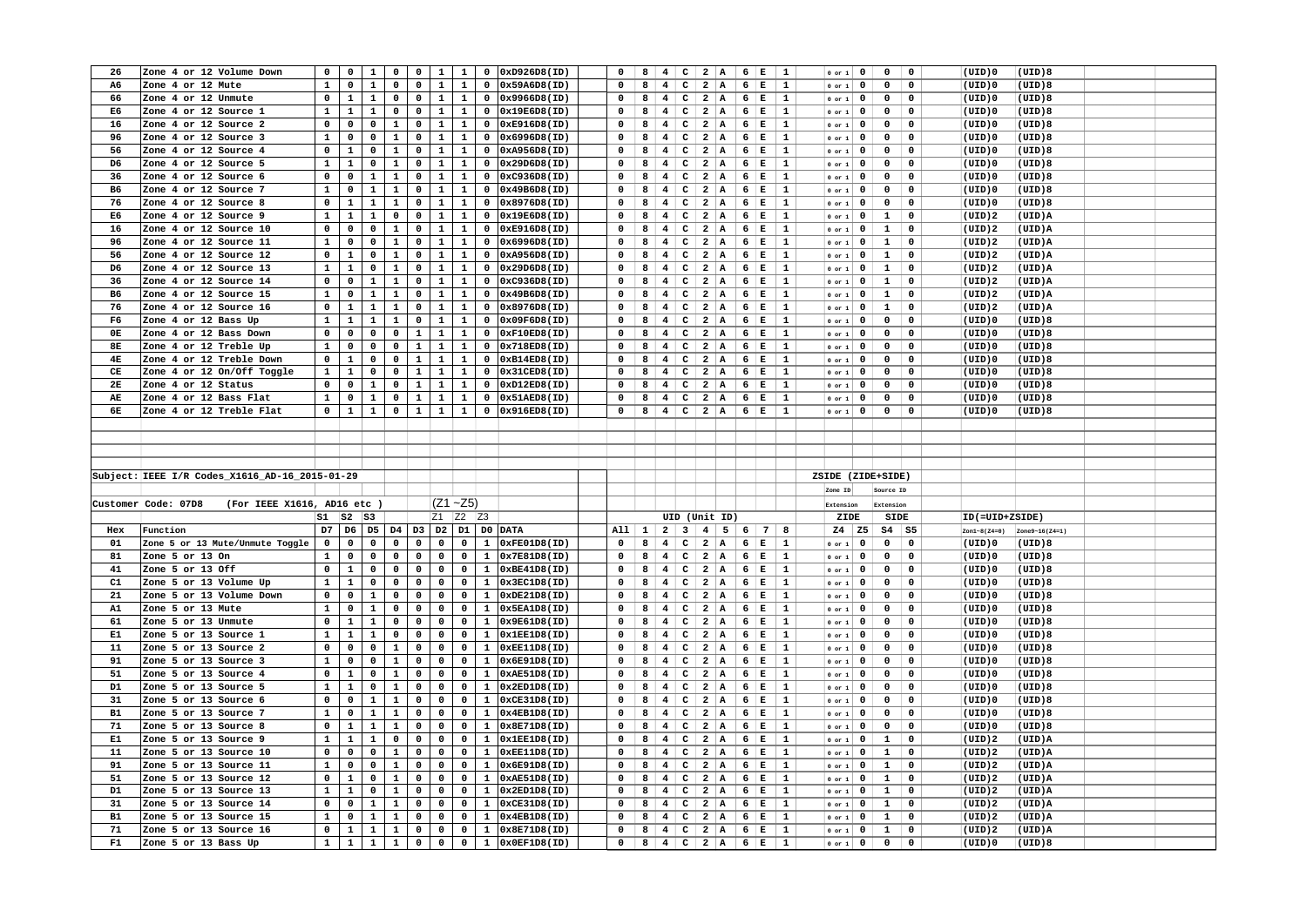| 26 | Zone 4 or 12 Volume Down | 0 | 0 | 1 | 0 | 0 | 1 | 1 | 0 | 0xD926D8(ID) | 0 | 8 | 4 | C | 2 | A | 6 | E | 1 | 0 or 1 | 0 | 0 | 0 | (UID)0 | (UID)8 |
|---|---|---|---|---|---|---|---|---|---|---|---|---|---|---|---|---|---|---|---|---|---|---|---|---|---|
| A6 | Zone 4 or 12 Mute | 1 | 0 | 1 | 0 | 0 | 1 | 1 | 0 | 0x59A6D8(ID) | 0 | 8 | 4 | C | 2 | A | 6 | E | 1 | 0 or 1 | 0 | 0 | 0 | (UID)0 | (UID)8 |
| 66 | Zone 4 or 12 Unmute | 0 | 1 | 1 | 0 | 0 | 1 | 1 | 0 | 0x9966D8(ID) | 0 | 8 | 4 | C | 2 | A | 6 | E | 1 | 0 or 1 | 0 | 0 | 0 | (UID)0 | (UID)8 |
| E6 | Zone 4 or 12 Source 1 | 1 | 1 | 1 | 0 | 0 | 1 | 1 | 0 | 0x19E6D8(ID) | 0 | 8 | 4 | C | 2 | A | 6 | E | 1 | 0 or 1 | 0 | 0 | 0 | (UID)0 | (UID)8 |
| 16 | Zone 4 or 12 Source 2 | 0 | 0 | 0 | 1 | 0 | 1 | 1 | 0 | 0xE916D8(ID) | 0 | 8 | 4 | C | 2 | A | 6 | E | 1 | 0 or 1 | 0 | 0 | 0 | (UID)0 | (UID)8 |
| 96 | Zone 4 or 12 Source 3 | 1 | 0 | 0 | 1 | 0 | 1 | 1 | 0 | 0x6996D8(ID) | 0 | 8 | 4 | C | 2 | A | 6 | E | 1 | 0 or 1 | 0 | 0 | 0 | (UID)0 | (UID)8 |
| 56 | Zone 4 or 12 Source 4 | 0 | 1 | 0 | 1 | 0 | 1 | 1 | 0 | 0xA956D8(ID) | 0 | 8 | 4 | C | 2 | A | 6 | E | 1 | 0 or 1 | 0 | 0 | 0 | (UID)0 | (UID)8 |
| D6 | Zone 4 or 12 Source 5 | 1 | 1 | 0 | 1 | 0 | 1 | 1 | 0 | 0x29D6D8(ID) | 0 | 8 | 4 | C | 2 | A | 6 | E | 1 | 0 or 1 | 0 | 0 | 0 | (UID)0 | (UID)8 |
| 36 | Zone 4 or 12 Source 6 | 0 | 0 | 1 | 1 | 0 | 1 | 1 | 0 | 0xC936D8(ID) | 0 | 8 | 4 | C | 2 | A | 6 | E | 1 | 0 or 1 | 0 | 0 | 0 | (UID)0 | (UID)8 |
| B6 | Zone 4 or 12 Source 7 | 1 | 0 | 1 | 1 | 0 | 1 | 1 | 0 | 0x49B6D8(ID) | 0 | 8 | 4 | C | 2 | A | 6 | E | 1 | 0 or 1 | 0 | 0 | 0 | (UID)0 | (UID)8 |
| 76 | Zone 4 or 12 Source 8 | 0 | 1 | 1 | 1 | 0 | 1 | 1 | 0 | 0x8976D8(ID) | 0 | 8 | 4 | C | 2 | A | 6 | E | 1 | 0 or 1 | 0 | 0 | 0 | (UID)0 | (UID)8 |
| E6 | Zone 4 or 12 Source 9 | 1 | 1 | 1 | 0 | 0 | 1 | 1 | 0 | 0x19E6D8(ID) | 0 | 8 | 4 | C | 2 | A | 6 | E | 1 | 0 or 1 | 0 | 1 | 0 | (UID)2 | (UID)A |
| 16 | Zone 4 or 12 Source 10 | 0 | 0 | 0 | 1 | 0 | 1 | 1 | 0 | 0xE916D8(ID) | 0 | 8 | 4 | C | 2 | A | 6 | E | 1 | 0 or 1 | 0 | 1 | 0 | (UID)2 | (UID)A |
| 96 | Zone 4 or 12 Source 11 | 1 | 0 | 0 | 1 | 0 | 1 | 1 | 0 | 0x6996D8(ID) | 0 | 8 | 4 | C | 2 | A | 6 | E | 1 | 0 or 1 | 0 | 1 | 0 | (UID)2 | (UID)A |
| 56 | Zone 4 or 12 Source 12 | 0 | 1 | 0 | 1 | 0 | 1 | 1 | 0 | 0xA956D8(ID) | 0 | 8 | 4 | C | 2 | A | 6 | E | 1 | 0 or 1 | 0 | 1 | 0 | (UID)2 | (UID)A |
| D6 | Zone 4 or 12 Source 13 | 1 | 1 | 0 | 1 | 0 | 1 | 1 | 0 | 0x29D6D8(ID) | 0 | 8 | 4 | C | 2 | A | 6 | E | 1 | 0 or 1 | 0 | 1 | 0 | (UID)2 | (UID)A |
| 36 | Zone 4 or 12 Source 14 | 0 | 0 | 1 | 1 | 0 | 1 | 1 | 0 | 0xC936D8(ID) | 0 | 8 | 4 | C | 2 | A | 6 | E | 1 | 0 or 1 | 0 | 1 | 0 | (UID)2 | (UID)A |
| B6 | Zone 4 or 12 Source 15 | 1 | 0 | 1 | 1 | 0 | 1 | 1 | 0 | 0x49B6D8(ID) | 0 | 8 | 4 | C | 2 | A | 6 | E | 1 | 0 or 1 | 0 | 1 | 0 | (UID)2 | (UID)A |
| 76 | Zone 4 or 12 Source 16 | 0 | 1 | 1 | 1 | 0 | 1 | 1 | 0 | 0x8976D8(ID) | 0 | 8 | 4 | C | 2 | A | 6 | E | 1 | 0 or 1 | 0 | 1 | 0 | (UID)2 | (UID)A |
| F6 | Zone 4 or 12 Bass Up | 1 | 1 | 1 | 1 | 0 | 1 | 1 | 0 | 0x09F6D8(ID) | 0 | 8 | 4 | C | 2 | A | 6 | E | 1 | 0 or 1 | 0 | 0 | 0 | (UID)0 | (UID)8 |
| 0E | Zone 4 or 12 Bass Down | 0 | 0 | 0 | 0 | 1 | 1 | 1 | 0 | 0xF10ED8(ID) | 0 | 8 | 4 | C | 2 | A | 6 | E | 1 | 0 or 1 | 0 | 0 | 0 | (UID)0 | (UID)8 |
| 8E | Zone 4 or 12 Treble Up | 1 | 0 | 0 | 0 | 1 | 1 | 1 | 0 | 0x718ED8(ID) | 0 | 8 | 4 | C | 2 | A | 6 | E | 1 | 0 or 1 | 0 | 0 | 0 | (UID)0 | (UID)8 |
| 4E | Zone 4 or 12 Treble Down | 0 | 1 | 0 | 0 | 1 | 1 | 1 | 0 | 0xB14ED8(ID) | 0 | 8 | 4 | C | 2 | A | 6 | E | 1 | 0 or 1 | 0 | 0 | 0 | (UID)0 | (UID)8 |
| CE | Zone 4 or 12 On/Off Toggle | 1 | 1 | 0 | 0 | 1 | 1 | 1 | 0 | 0x31CED8(ID) | 0 | 8 | 4 | C | 2 | A | 6 | E | 1 | 0 or 1 | 0 | 0 | 0 | (UID)0 | (UID)8 |
| 2E | Zone 4 or 12 Status | 0 | 0 | 1 | 0 | 1 | 1 | 1 | 0 | 0xD12ED8(ID) | 0 | 8 | 4 | C | 2 | A | 6 | E | 1 | 0 or 1 | 0 | 0 | 0 | (UID)0 | (UID)8 |
| AE | Zone 4 or 12 Bass Flat | 1 | 0 | 1 | 0 | 1 | 1 | 1 | 0 | 0x51AED8(ID) | 0 | 8 | 4 | C | 2 | A | 6 | E | 1 | 0 or 1 | 0 | 0 | 0 | (UID)0 | (UID)8 |
| 6E | Zone 4 or 12 Treble Flat | 0 | 1 | 1 | 0 | 1 | 1 | 1 | 0 | 0x916ED8(ID) | 0 | 8 | 4 | C | 2 | A | 6 | E | 1 | 0 or 1 | 0 | 0 | 0 | (UID)0 | (UID)8 |

Subject: IEEE I/R Codes_X1616_AD-16_2015-01-29

Customer Code: 07D8 (For IEEE X1616, AD16 etc )

| | | S1 | S2 | S3 | | | Z1 (Z1~Z5) | Z2 | Z3 | | | | UID (Unit ID) | | | | | | | | ZSIDE (ZIDE+SIDE) | | | | ID(=UID+ZSIDE) | |
|---|---|---|---|---|---|---|---|---|---|---|---|---|---|---|---|---|---|---|---|---|---|---|---|---|---|---|
| | | | | | | | | | | | | | | | | | | | | | Zone ID Extension | | Source ID Extension | | | |
| Hex | Function | D7 | D6 | D5 | D4 | D3 | D2 | D1 | D0 | DATA | All | 1 | 2 | 3 | 4 | 5 | 6 | 7 | 8 | Z4 | Z5 | S4 | S5 | Zon1~8(Z4=0) | Zone9~16(Z4=1) |
| 01 | Zone 5 or 13 Mute/Unmute Toggle | 0 | 0 | 0 | 0 | 0 | 0 | 0 | 1 | 0xFE01D8(ID) | 0 | 8 | 4 | C | 2 | A | 6 | E | 1 | 0 or 1 | 0 | 0 | 0 | (UID)0 | (UID)8 |
| 81 | Zone 5 or 13 On | 1 | 0 | 0 | 0 | 0 | 0 | 0 | 1 | 0x7E81D8(ID) | 0 | 8 | 4 | C | 2 | A | 6 | E | 1 | 0 or 1 | 0 | 0 | 0 | (UID)0 | (UID)8 |
| 41 | Zone 5 or 13 Off | 0 | 1 | 0 | 0 | 0 | 0 | 0 | 1 | 0xBE41D8(ID) | 0 | 8 | 4 | C | 2 | A | 6 | E | 1 | 0 or 1 | 0 | 0 | 0 | (UID)0 | (UID)8 |
| C1 | Zone 5 or 13 Volume Up | 1 | 1 | 0 | 0 | 0 | 0 | 0 | 1 | 0x3EC1D8(ID) | 0 | 8 | 4 | C | 2 | A | 6 | E | 1 | 0 or 1 | 0 | 0 | 0 | (UID)0 | (UID)8 |
| 21 | Zone 5 or 13 Volume Down | 0 | 0 | 1 | 0 | 0 | 0 | 0 | 1 | 0xDE21D8(ID) | 0 | 8 | 4 | C | 2 | A | 6 | E | 1 | 0 or 1 | 0 | 0 | 0 | (UID)0 | (UID)8 |
| A1 | Zone 5 or 13 Mute | 1 | 0 | 1 | 0 | 0 | 0 | 0 | 1 | 0x5EA1D8(ID) | 0 | 8 | 4 | C | 2 | A | 6 | E | 1 | 0 or 1 | 0 | 0 | 0 | (UID)0 | (UID)8 |
| 61 | Zone 5 or 13 Unmute | 0 | 1 | 1 | 0 | 0 | 0 | 0 | 1 | 0x9E61D8(ID) | 0 | 8 | 4 | C | 2 | A | 6 | E | 1 | 0 or 1 | 0 | 0 | 0 | (UID)0 | (UID)8 |
| E1 | Zone 5 or 13 Source 1 | 1 | 1 | 1 | 0 | 0 | 0 | 0 | 1 | 0x1EE1D8(ID) | 0 | 8 | 4 | C | 2 | A | 6 | E | 1 | 0 or 1 | 0 | 0 | 0 | (UID)0 | (UID)8 |
| 11 | Zone 5 or 13 Source 2 | 0 | 0 | 0 | 1 | 0 | 0 | 0 | 1 | 0xEE11D8(ID) | 0 | 8 | 4 | C | 2 | A | 6 | E | 1 | 0 or 1 | 0 | 0 | 0 | (UID)0 | (UID)8 |
| 91 | Zone 5 or 13 Source 3 | 1 | 0 | 0 | 1 | 0 | 0 | 0 | 1 | 0x6E91D8(ID) | 0 | 8 | 4 | C | 2 | A | 6 | E | 1 | 0 or 1 | 0 | 0 | 0 | (UID)0 | (UID)8 |
| 51 | Zone 5 or 13 Source 4 | 0 | 1 | 0 | 1 | 0 | 0 | 0 | 1 | 0xAE51D8(ID) | 0 | 8 | 4 | C | 2 | A | 6 | E | 1 | 0 or 1 | 0 | 0 | 0 | (UID)0 | (UID)8 |
| D1 | Zone 5 or 13 Source 5 | 1 | 1 | 0 | 1 | 0 | 0 | 0 | 1 | 0x2ED1D8(ID) | 0 | 8 | 4 | C | 2 | A | 6 | E | 1 | 0 or 1 | 0 | 0 | 0 | (UID)0 | (UID)8 |
| 31 | Zone 5 or 13 Source 6 | 0 | 0 | 1 | 1 | 0 | 0 | 0 | 1 | 0xCE31D8(ID) | 0 | 8 | 4 | C | 2 | A | 6 | E | 1 | 0 or 1 | 0 | 0 | 0 | (UID)0 | (UID)8 |
| B1 | Zone 5 or 13 Source 7 | 1 | 0 | 1 | 1 | 0 | 0 | 0 | 1 | 0x4EB1D8(ID) | 0 | 8 | 4 | C | 2 | A | 6 | E | 1 | 0 or 1 | 0 | 0 | 0 | (UID)0 | (UID)8 |
| 71 | Zone 5 or 13 Source 8 | 0 | 1 | 1 | 1 | 0 | 0 | 0 | 1 | 0x8E71D8(ID) | 0 | 8 | 4 | C | 2 | A | 6 | E | 1 | 0 or 1 | 0 | 0 | 0 | (UID)0 | (UID)8 |
| E1 | Zone 5 or 13 Source 9 | 1 | 1 | 1 | 0 | 0 | 0 | 0 | 1 | 0x1EE1D8(ID) | 0 | 8 | 4 | C | 2 | A | 6 | E | 1 | 0 or 1 | 0 | 1 | 0 | (UID)2 | (UID)A |
| 11 | Zone 5 or 13 Source 10 | 0 | 0 | 0 | 1 | 0 | 0 | 0 | 1 | 0xEE11D8(ID) | 0 | 8 | 4 | C | 2 | A | 6 | E | 1 | 0 or 1 | 0 | 1 | 0 | (UID)2 | (UID)A |
| 91 | Zone 5 or 13 Source 11 | 1 | 0 | 0 | 1 | 0 | 0 | 0 | 1 | 0x6E91D8(ID) | 0 | 8 | 4 | C | 2 | A | 6 | E | 1 | 0 or 1 | 0 | 1 | 0 | (UID)2 | (UID)A |
| 51 | Zone 5 or 13 Source 12 | 0 | 1 | 0 | 1 | 0 | 0 | 0 | 1 | 0xAE51D8(ID) | 0 | 8 | 4 | C | 2 | A | 6 | E | 1 | 0 or 1 | 0 | 1 | 0 | (UID)2 | (UID)A |
| D1 | Zone 5 or 13 Source 13 | 1 | 1 | 0 | 1 | 0 | 0 | 0 | 1 | 0x2ED1D8(ID) | 0 | 8 | 4 | C | 2 | A | 6 | E | 1 | 0 or 1 | 0 | 1 | 0 | (UID)2 | (UID)A |
| 31 | Zone 5 or 13 Source 14 | 0 | 0 | 1 | 1 | 0 | 0 | 0 | 1 | 0xCE31D8(ID) | 0 | 8 | 4 | C | 2 | A | 6 | E | 1 | 0 or 1 | 0 | 1 | 0 | (UID)2 | (UID)A |
| B1 | Zone 5 or 13 Source 15 | 1 | 0 | 1 | 1 | 0 | 0 | 0 | 1 | 0x4EB1D8(ID) | 0 | 8 | 4 | C | 2 | A | 6 | E | 1 | 0 or 1 | 0 | 1 | 0 | (UID)2 | (UID)A |
| 71 | Zone 5 or 13 Source 16 | 0 | 1 | 1 | 1 | 0 | 0 | 0 | 1 | 0x8E71D8(ID) | 0 | 8 | 4 | C | 2 | A | 6 | E | 1 | 0 or 1 | 0 | 1 | 0 | (UID)2 | (UID)A |
| F1 | Zone 5 or 13 Bass Up | 1 | 1 | 1 | 1 | 0 | 0 | 0 | 1 | 0x0EF1D8(ID) | 0 | 8 | 4 | C | 2 | A | 6 | E | 1 | 0 or 1 | 0 | 0 | 0 | (UID)0 | (UID)8 |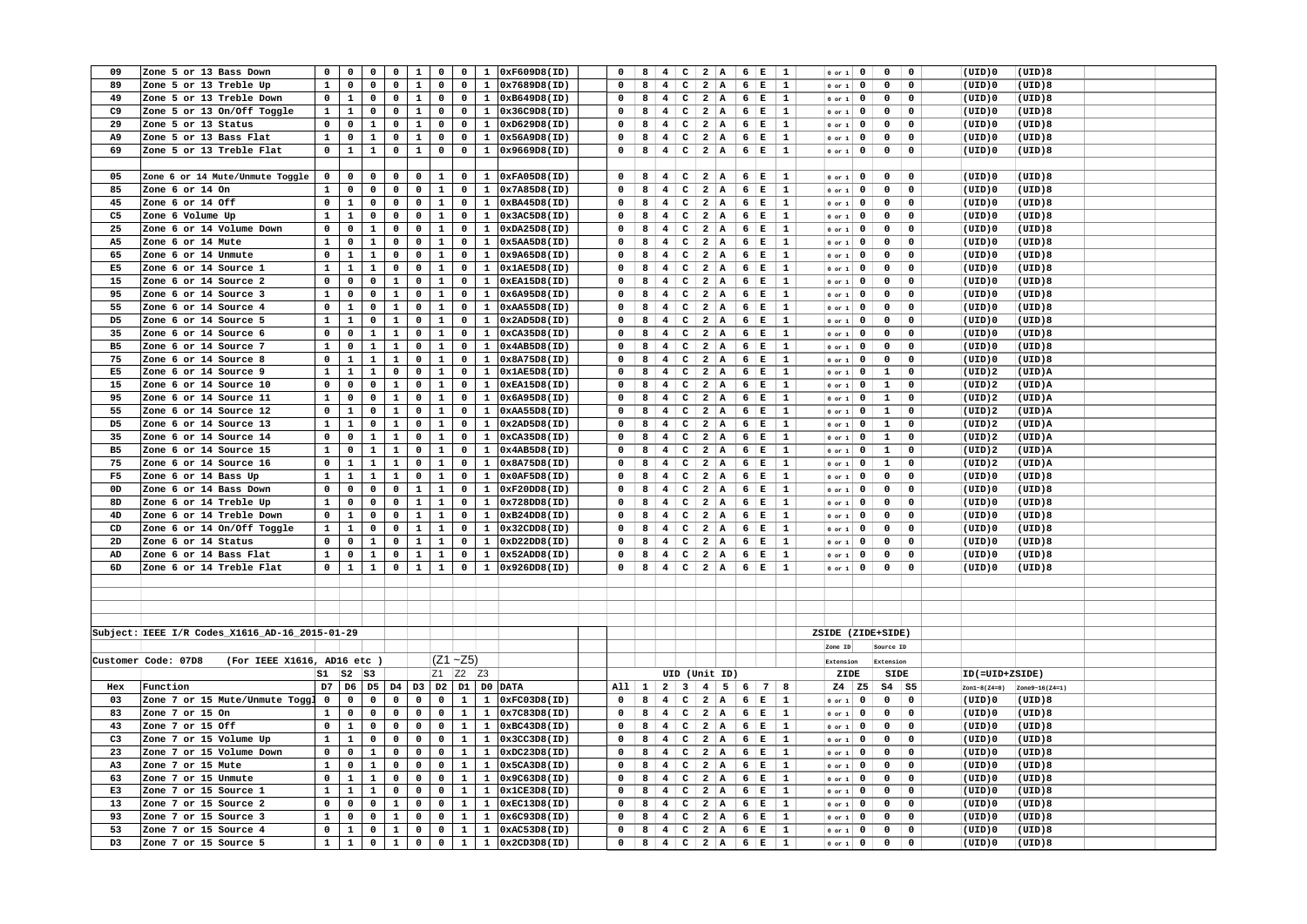| Hex | Function | D7 | D6 | D5 | D4 | D3 | D2 | D1 | D0 | DATA | All | 1 | 2 | 3 | 4 | 5 | 6 | 7 | 8 | Z4 | Z5 | S4 | S5 | Zon1~8(Z4=0) | Zone9~16(Z4=1) |
|---|---|---|---|---|---|---|---|---|---|---|---|---|---|---|---|---|---|---|---|---|---|---|---|---|---|
| 09 | Zone 5 or 13 Bass Down | 0 | 0 | 0 | 0 | 1 | 0 | 0 | 1 | 0xF609D8(ID) | 0 | 8 | 4 | C | 2 | A | 6 | E | 1 | 0 or 1 | 0 | 0 | 0 | (UID)0 | (UID)8 |
| 89 | Zone 5 or 13 Treble Up | 1 | 0 | 0 | 0 | 1 | 0 | 0 | 1 | 0x7689D8(ID) | 0 | 8 | 4 | C | 2 | A | 6 | E | 1 | 0 or 1 | 0 | 0 | 0 | (UID)0 | (UID)8 |
| 49 | Zone 5 or 13 Treble Down | 0 | 1 | 0 | 0 | 1 | 0 | 0 | 1 | 0xB649D8(ID) | 0 | 8 | 4 | C | 2 | A | 6 | E | 1 | 0 or 1 | 0 | 0 | 0 | (UID)0 | (UID)8 |
| C9 | Zone 5 or 13 On/Off Toggle | 1 | 1 | 0 | 0 | 1 | 0 | 0 | 1 | 0x36C9D8(ID) | 0 | 8 | 4 | C | 2 | A | 6 | E | 1 | 0 or 1 | 0 | 0 | 0 | (UID)0 | (UID)8 |
| 29 | Zone 5 or 13 Status | 0 | 0 | 1 | 0 | 1 | 0 | 0 | 1 | 0xD629D8(ID) | 0 | 8 | 4 | C | 2 | A | 6 | E | 1 | 0 or 1 | 0 | 0 | 0 | (UID)0 | (UID)8 |
| A9 | Zone 5 or 13 Bass Flat | 1 | 0 | 1 | 0 | 1 | 0 | 0 | 1 | 0x56A9D8(ID) | 0 | 8 | 4 | C | 2 | A | 6 | E | 1 | 0 or 1 | 0 | 0 | 0 | (UID)0 | (UID)8 |
| 69 | Zone 5 or 13 Treble Flat | 0 | 1 | 1 | 0 | 1 | 0 | 0 | 1 | 0x9669D8(ID) | 0 | 8 | 4 | C | 2 | A | 6 | E | 1 | 0 or 1 | 0 | 0 | 0 | (UID)0 | (UID)8 |
| | | | | | | | | | | | | | | | | | | | | | | | | | |
| 05 | Zone 6 or 14 Mute/Unmute Toggle | 0 | 0 | 0 | 0 | 0 | 1 | 0 | 1 | 0xFA05D8(ID) | 0 | 8 | 4 | C | 2 | A | 6 | E | 1 | 0 or 1 | 0 | 0 | 0 | (UID)0 | (UID)8 |
| 85 | Zone 6 or 14 On | 1 | 0 | 0 | 0 | 0 | 1 | 0 | 1 | 0x7A85D8(ID) | 0 | 8 | 4 | C | 2 | A | 6 | E | 1 | 0 or 1 | 0 | 0 | 0 | (UID)0 | (UID)8 |
| 45 | Zone 6 or 14 Off | 0 | 1 | 0 | 0 | 0 | 1 | 0 | 1 | 0xBA45D8(ID) | 0 | 8 | 4 | C | 2 | A | 6 | E | 1 | 0 or 1 | 0 | 0 | 0 | (UID)0 | (UID)8 |
| C5 | Zone 6 Volume Up | 1 | 1 | 0 | 0 | 0 | 1 | 0 | 1 | 0x3AC5D8(ID) | 0 | 8 | 4 | C | 2 | A | 6 | E | 1 | 0 or 1 | 0 | 0 | 0 | (UID)0 | (UID)8 |
| 25 | Zone 6 or 14 Volume Down | 0 | 0 | 1 | 0 | 0 | 1 | 0 | 1 | 0xDA25D8(ID) | 0 | 8 | 4 | C | 2 | A | 6 | E | 1 | 0 or 1 | 0 | 0 | 0 | (UID)0 | (UID)8 |
| A5 | Zone 6 or 14 Mute | 1 | 0 | 1 | 0 | 0 | 1 | 0 | 1 | 0x5AA5D8(ID) | 0 | 8 | 4 | C | 2 | A | 6 | E | 1 | 0 or 1 | 0 | 0 | 0 | (UID)0 | (UID)8 |
| 65 | Zone 6 or 14 Unmute | 0 | 1 | 1 | 0 | 0 | 1 | 0 | 1 | 0x9A65D8(ID) | 0 | 8 | 4 | C | 2 | A | 6 | E | 1 | 0 or 1 | 0 | 0 | 0 | (UID)0 | (UID)8 |
| E5 | Zone 6 or 14 Source 1 | 1 | 1 | 1 | 0 | 0 | 1 | 0 | 1 | 0x1AE5D8(ID) | 0 | 8 | 4 | C | 2 | A | 6 | E | 1 | 0 or 1 | 0 | 0 | 0 | (UID)0 | (UID)8 |
| 15 | Zone 6 or 14 Source 2 | 0 | 0 | 0 | 1 | 0 | 1 | 0 | 1 | 0xEA15D8(ID) | 0 | 8 | 4 | C | 2 | A | 6 | E | 1 | 0 or 1 | 0 | 0 | 0 | (UID)0 | (UID)8 |
| 95 | Zone 6 or 14 Source 3 | 1 | 0 | 0 | 1 | 0 | 1 | 0 | 1 | 0x6A95D8(ID) | 0 | 8 | 4 | C | 2 | A | 6 | E | 1 | 0 or 1 | 0 | 0 | 0 | (UID)0 | (UID)8 |
| 55 | Zone 6 or 14 Source 4 | 0 | 1 | 0 | 1 | 0 | 1 | 0 | 1 | 0xAA55D8(ID) | 0 | 8 | 4 | C | 2 | A | 6 | E | 1 | 0 or 1 | 0 | 0 | 0 | (UID)0 | (UID)8 |
| D5 | Zone 6 or 14 Source 5 | 1 | 1 | 0 | 1 | 0 | 1 | 0 | 1 | 0x2AD5D8(ID) | 0 | 8 | 4 | C | 2 | A | 6 | E | 1 | 0 or 1 | 0 | 0 | 0 | (UID)0 | (UID)8 |
| 35 | Zone 6 or 14 Source 6 | 0 | 0 | 1 | 1 | 0 | 1 | 0 | 1 | 0xCA35D8(ID) | 0 | 8 | 4 | C | 2 | A | 6 | E | 1 | 0 or 1 | 0 | 0 | 0 | (UID)0 | (UID)8 |
| B5 | Zone 6 or 14 Source 7 | 1 | 0 | 1 | 1 | 0 | 1 | 0 | 1 | 0x4AB5D8(ID) | 0 | 8 | 4 | C | 2 | A | 6 | E | 1 | 0 or 1 | 0 | 0 | 0 | (UID)0 | (UID)8 |
| 75 | Zone 6 or 14 Source 8 | 0 | 1 | 1 | 1 | 0 | 1 | 0 | 1 | 0x8A75D8(ID) | 0 | 8 | 4 | C | 2 | A | 6 | E | 1 | 0 or 1 | 0 | 0 | 0 | (UID)0 | (UID)8 |
| E5 | Zone 6 or 14 Source 9 | 1 | 1 | 1 | 0 | 0 | 1 | 0 | 1 | 0x1AE5D8(ID) | 0 | 8 | 4 | C | 2 | A | 6 | E | 1 | 0 or 1 | 0 | 1 | 0 | (UID)2 | (UID)A |
| 15 | Zone 6 or 14 Source 10 | 0 | 0 | 0 | 1 | 0 | 1 | 0 | 1 | 0xEA15D8(ID) | 0 | 8 | 4 | C | 2 | A | 6 | E | 1 | 0 or 1 | 0 | 1 | 0 | (UID)2 | (UID)A |
| 95 | Zone 6 or 14 Source 11 | 1 | 0 | 0 | 1 | 0 | 1 | 0 | 1 | 0x6A95D8(ID) | 0 | 8 | 4 | C | 2 | A | 6 | E | 1 | 0 or 1 | 0 | 1 | 0 | (UID)2 | (UID)A |
| 55 | Zone 6 or 14 Source 12 | 0 | 1 | 0 | 1 | 0 | 1 | 0 | 1 | 0xAA55D8(ID) | 0 | 8 | 4 | C | 2 | A | 6 | E | 1 | 0 or 1 | 0 | 1 | 0 | (UID)2 | (UID)A |
| D5 | Zone 6 or 14 Source 13 | 1 | 1 | 0 | 1 | 0 | 1 | 0 | 1 | 0x2AD5D8(ID) | 0 | 8 | 4 | C | 2 | A | 6 | E | 1 | 0 or 1 | 0 | 1 | 0 | (UID)2 | (UID)A |
| 35 | Zone 6 or 14 Source 14 | 0 | 0 | 1 | 1 | 0 | 1 | 0 | 1 | 0xCA35D8(ID) | 0 | 8 | 4 | C | 2 | A | 6 | E | 1 | 0 or 1 | 0 | 1 | 0 | (UID)2 | (UID)A |
| B5 | Zone 6 or 14 Source 15 | 1 | 0 | 1 | 1 | 0 | 1 | 0 | 1 | 0x4AB5D8(ID) | 0 | 8 | 4 | C | 2 | A | 6 | E | 1 | 0 or 1 | 0 | 1 | 0 | (UID)2 | (UID)A |
| 75 | Zone 6 or 14 Source 16 | 0 | 1 | 1 | 1 | 0 | 1 | 0 | 1 | 0x8A75D8(ID) | 0 | 8 | 4 | C | 2 | A | 6 | E | 1 | 0 or 1 | 0 | 1 | 0 | (UID)2 | (UID)A |
| F5 | Zone 6 or 14 Bass Up | 1 | 1 | 1 | 1 | 0 | 1 | 0 | 1 | 0x0AF5D8(ID) | 0 | 8 | 4 | C | 2 | A | 6 | E | 1 | 0 or 1 | 0 | 0 | 0 | (UID)0 | (UID)8 |
| 0D | Zone 6 or 14 Bass Down | 0 | 0 | 0 | 0 | 1 | 1 | 0 | 1 | 0xF20DD8(ID) | 0 | 8 | 4 | C | 2 | A | 6 | E | 1 | 0 or 1 | 0 | 0 | 0 | (UID)0 | (UID)8 |
| 8D | Zone 6 or 14 Treble Up | 1 | 0 | 0 | 0 | 1 | 1 | 0 | 1 | 0x728DD8(ID) | 0 | 8 | 4 | C | 2 | A | 6 | E | 1 | 0 or 1 | 0 | 0 | 0 | (UID)0 | (UID)8 |
| 4D | Zone 6 or 14 Treble Down | 0 | 1 | 0 | 0 | 1 | 1 | 0 | 1 | 0xB24DD8(ID) | 0 | 8 | 4 | C | 2 | A | 6 | E | 1 | 0 or 1 | 0 | 0 | 0 | (UID)0 | (UID)8 |
| CD | Zone 6 or 14 On/Off Toggle | 1 | 1 | 0 | 0 | 1 | 1 | 0 | 1 | 0x32CDD8(ID) | 0 | 8 | 4 | C | 2 | A | 6 | E | 1 | 0 or 1 | 0 | 0 | 0 | (UID)0 | (UID)8 |
| 2D | Zone 6 or 14 Status | 0 | 0 | 1 | 0 | 1 | 1 | 0 | 1 | 0xD22DD8(ID) | 0 | 8 | 4 | C | 2 | A | 6 | E | 1 | 0 or 1 | 0 | 0 | 0 | (UID)0 | (UID)8 |
| AD | Zone 6 or 14 Bass Flat | 1 | 0 | 1 | 0 | 1 | 1 | 0 | 1 | 0x52ADD8(ID) | 0 | 8 | 4 | C | 2 | A | 6 | E | 1 | 0 or 1 | 0 | 0 | 0 | (UID)0 | (UID)8 |
| 6D | Zone 6 or 14 Treble Flat | 0 | 1 | 1 | 0 | 1 | 1 | 0 | 1 | 0x926DD8(ID) | 0 | 8 | 4 | C | 2 | A | 6 | E | 1 | 0 or 1 | 0 | 0 | 0 | (UID)0 | (UID)8 |

Subject: IEEE I/R Codes_X1616_AD-16_2015-01-29

ZSIDE (ZIDE+SIDE)

Customer Code: 07D8 (For IEEE X1616, AD16 etc ) (Z1~Z5)

| | | S1 | S2 | S3 | | | Z1 | Z2 | Z3 | | UID (Unit ID) | | | | | | | | | ZIDE (Zone ID Extension) | | SIDE (Source ID Extension) | | ID(=UID+ZSIDE) | |
|---|---|---|---|---|---|---|---|---|---|---|---|---|---|---|---|---|---|---|---|---|---|---|---|---|---|
| Hex | Function | D7 | D6 | D5 | D4 | D3 | D2 | D1 | D0 | DATA | All | 1 | 2 | 3 | 4 | 5 | 6 | 7 | 8 | Z4 | Z5 | S4 | S5 | Zon1~8(Z4=0) | Zone9~16(Z4=1) |
| 03 | Zone 7 or 15 Mute/Unmute Toggl | 0 | 0 | 0 | 0 | 0 | 0 | 1 | 1 | 0xFC03D8(ID) | 0 | 8 | 4 | C | 2 | A | 6 | E | 1 | 0 or 1 | 0 | 0 | 0 | (UID)0 | (UID)8 |
| 83 | Zone 7 or 15 On | 1 | 0 | 0 | 0 | 0 | 0 | 1 | 1 | 0x7C83D8(ID) | 0 | 8 | 4 | C | 2 | A | 6 | E | 1 | 0 or 1 | 0 | 0 | 0 | (UID)0 | (UID)8 |
| 43 | Zone 7 or 15 Off | 0 | 1 | 0 | 0 | 0 | 0 | 1 | 1 | 0xBC43D8(ID) | 0 | 8 | 4 | C | 2 | A | 6 | E | 1 | 0 or 1 | 0 | 0 | 0 | (UID)0 | (UID)8 |
| C3 | Zone 7 or 15 Volume Up | 1 | 1 | 0 | 0 | 0 | 0 | 1 | 1 | 0x3CC3D8(ID) | 0 | 8 | 4 | C | 2 | A | 6 | E | 1 | 0 or 1 | 0 | 0 | 0 | (UID)0 | (UID)8 |
| 23 | Zone 7 or 15 Volume Down | 0 | 0 | 1 | 0 | 0 | 0 | 1 | 1 | 0xDC23D8(ID) | 0 | 8 | 4 | C | 2 | A | 6 | E | 1 | 0 or 1 | 0 | 0 | 0 | (UID)0 | (UID)8 |
| A3 | Zone 7 or 15 Mute | 1 | 0 | 1 | 0 | 0 | 0 | 1 | 1 | 0x5CA3D8(ID) | 0 | 8 | 4 | C | 2 | A | 6 | E | 1 | 0 or 1 | 0 | 0 | 0 | (UID)0 | (UID)8 |
| 63 | Zone 7 or 15 Unmute | 0 | 1 | 1 | 0 | 0 | 0 | 1 | 1 | 0x9C63D8(ID) | 0 | 8 | 4 | C | 2 | A | 6 | E | 1 | 0 or 1 | 0 | 0 | 0 | (UID)0 | (UID)8 |
| E3 | Zone 7 or 15 Source 1 | 1 | 1 | 1 | 0 | 0 | 0 | 1 | 1 | 0x1CE3D8(ID) | 0 | 8 | 4 | C | 2 | A | 6 | E | 1 | 0 or 1 | 0 | 0 | 0 | (UID)0 | (UID)8 |
| 13 | Zone 7 or 15 Source 2 | 0 | 0 | 0 | 1 | 0 | 0 | 1 | 1 | 0xEC13D8(ID) | 0 | 8 | 4 | C | 2 | A | 6 | E | 1 | 0 or 1 | 0 | 0 | 0 | (UID)0 | (UID)8 |
| 93 | Zone 7 or 15 Source 3 | 1 | 0 | 0 | 1 | 0 | 0 | 1 | 1 | 0x6C93D8(ID) | 0 | 8 | 4 | C | 2 | A | 6 | E | 1 | 0 or 1 | 0 | 0 | 0 | (UID)0 | (UID)8 |
| 53 | Zone 7 or 15 Source 4 | 0 | 1 | 0 | 1 | 0 | 0 | 1 | 1 | 0xAC53D8(ID) | 0 | 8 | 4 | C | 2 | A | 6 | E | 1 | 0 or 1 | 0 | 0 | 0 | (UID)0 | (UID)8 |
| D3 | Zone 7 or 15 Source 5 | 1 | 1 | 0 | 1 | 0 | 0 | 1 | 1 | 0x2CD3D8(ID) | 0 | 8 | 4 | C | 2 | A | 6 | E | 1 | 0 or 1 | 0 | 0 | 0 | (UID)0 | (UID)8 |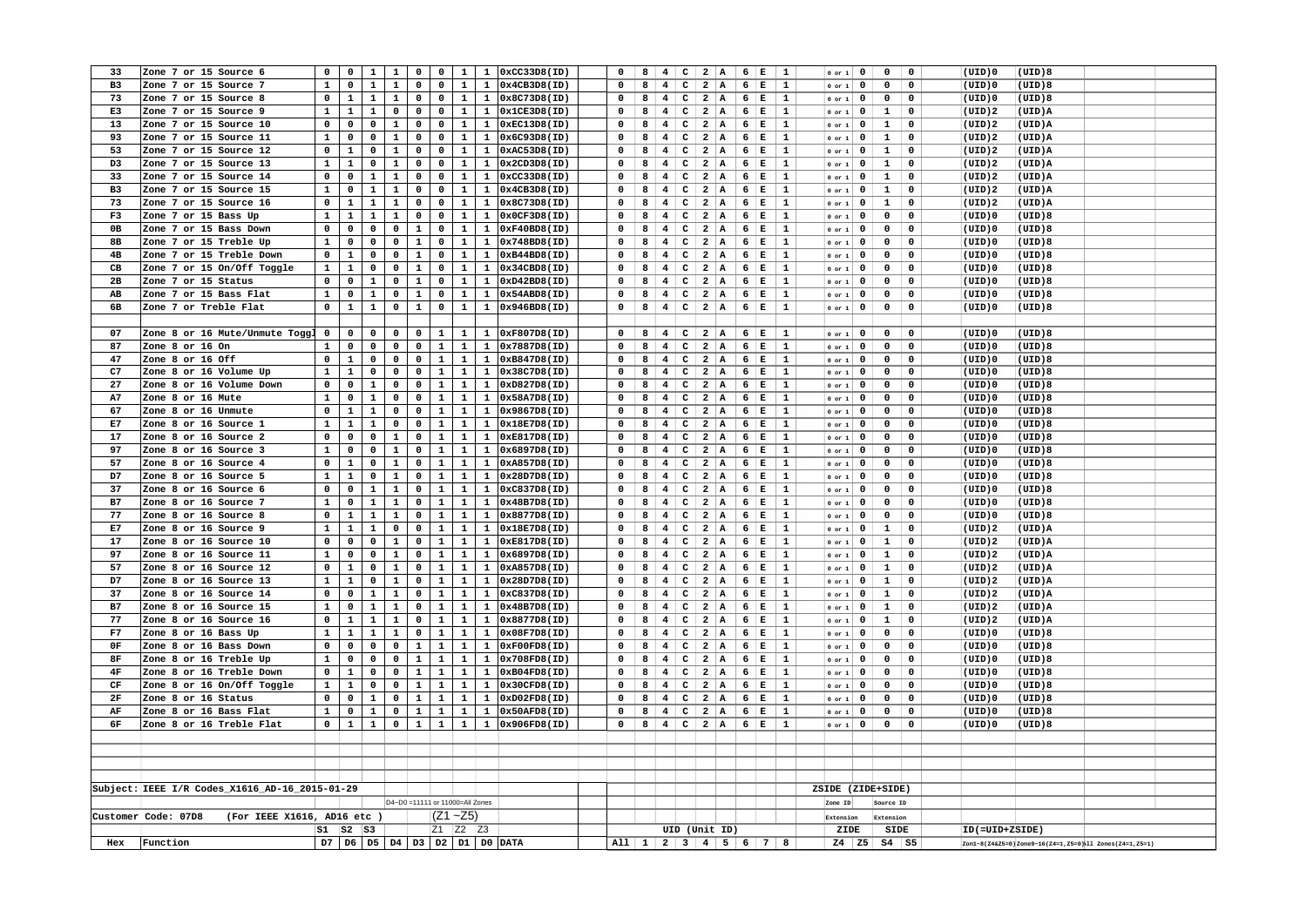| Hex | Function | D7 | D6 | D5 | D4 | D3 | D2 | D1 | D0 | DATA | All | 1 | 2 | 3 | 4 | 5 | 6 | 7 | 8 | Z4 | Z5 | S4 | S5 | ID(=UID+ZSIDE) | |
|---|---|---|---|---|---|---|---|---|---|---|---|---|---|---|---|---|---|---|---|---|---|---|---|---|---|
| 33 | Zone 7 or 15 Source 6 | 0 | 0 | 1 | 1 | 0 | 0 | 1 | 1 | 0xCC33D8(ID) | 0 | 8 | 4 | C | 2 | A | 6 | E | 1 | 0 or 1 | 0 | 0 | 0 | (UID)0 | (UID)8 |
| B3 | Zone 7 or 15 Source 7 | 1 | 0 | 1 | 1 | 0 | 0 | 1 | 1 | 0x4CB3D8(ID) | 0 | 8 | 4 | C | 2 | A | 6 | E | 1 | 0 or 1 | 0 | 0 | 0 | (UID)0 | (UID)8 |
| 73 | Zone 7 or 15 Source 8 | 0 | 1 | 1 | 1 | 0 | 0 | 1 | 1 | 0x8C73D8(ID) | 0 | 8 | 4 | C | 2 | A | 6 | E | 1 | 0 or 1 | 0 | 0 | 0 | (UID)0 | (UID)8 |
| E3 | Zone 7 or 15 Source 9 | 1 | 1 | 1 | 0 | 0 | 0 | 1 | 1 | 0x1CE3D8(ID) | 0 | 8 | 4 | C | 2 | A | 6 | E | 1 | 0 or 1 | 0 | 1 | 0 | (UID)2 | (UID)A |
| 13 | Zone 7 or 15 Source 10 | 0 | 0 | 0 | 1 | 0 | 0 | 1 | 1 | 0xEC13D8(ID) | 0 | 8 | 4 | C | 2 | A | 6 | E | 1 | 0 or 1 | 0 | 1 | 0 | (UID)2 | (UID)A |
| 93 | Zone 7 or 15 Source 11 | 1 | 0 | 0 | 1 | 0 | 0 | 1 | 1 | 0x6C93D8(ID) | 0 | 8 | 4 | C | 2 | A | 6 | E | 1 | 0 or 1 | 0 | 1 | 0 | (UID)2 | (UID)A |
| 53 | Zone 7 or 15 Source 12 | 0 | 1 | 0 | 1 | 0 | 0 | 1 | 1 | 0xAC53D8(ID) | 0 | 8 | 4 | C | 2 | A | 6 | E | 1 | 0 or 1 | 0 | 1 | 0 | (UID)2 | (UID)A |
| D3 | Zone 7 or 15 Source 13 | 1 | 1 | 0 | 1 | 0 | 0 | 1 | 1 | 0x2CD3D8(ID) | 0 | 8 | 4 | C | 2 | A | 6 | E | 1 | 0 or 1 | 0 | 1 | 0 | (UID)2 | (UID)A |
| 33 | Zone 7 or 15 Source 14 | 0 | 0 | 1 | 1 | 0 | 0 | 1 | 1 | 0xCC33D8(ID) | 0 | 8 | 4 | C | 2 | A | 6 | E | 1 | 0 or 1 | 0 | 1 | 0 | (UID)2 | (UID)A |
| B3 | Zone 7 or 15 Source 15 | 1 | 0 | 1 | 1 | 0 | 0 | 1 | 1 | 0x4CB3D8(ID) | 0 | 8 | 4 | C | 2 | A | 6 | E | 1 | 0 or 1 | 0 | 1 | 0 | (UID)2 | (UID)A |
| 73 | Zone 7 or 15 Source 16 | 0 | 1 | 1 | 1 | 0 | 0 | 1 | 1 | 0x8C73D8(ID) | 0 | 8 | 4 | C | 2 | A | 6 | E | 1 | 0 or 1 | 0 | 1 | 0 | (UID)2 | (UID)A |
| F3 | Zone 7 or 15 Bass Up | 1 | 1 | 1 | 1 | 0 | 0 | 1 | 1 | 0x0CF3D8(ID) | 0 | 8 | 4 | C | 2 | A | 6 | E | 1 | 0 or 1 | 0 | 0 | 0 | (UID)0 | (UID)8 |
| 0B | Zone 7 or 15 Bass Down | 0 | 0 | 0 | 0 | 1 | 0 | 1 | 1 | 0xF40BD8(ID) | 0 | 8 | 4 | C | 2 | A | 6 | E | 1 | 0 or 1 | 0 | 0 | 0 | (UID)0 | (UID)8 |
| 8B | Zone 7 or 15 Treble Up | 1 | 0 | 0 | 0 | 1 | 0 | 1 | 1 | 0x748BD8(ID) | 0 | 8 | 4 | C | 2 | A | 6 | E | 1 | 0 or 1 | 0 | 0 | 0 | (UID)0 | (UID)8 |
| 4B | Zone 7 or 15 Treble Down | 0 | 1 | 0 | 0 | 1 | 0 | 1 | 1 | 0xB44BD8(ID) | 0 | 8 | 4 | C | 2 | A | 6 | E | 1 | 0 or 1 | 0 | 0 | 0 | (UID)0 | (UID)8 |
| CB | Zone 7 or 15 On/Off Toggle | 1 | 1 | 0 | 0 | 1 | 0 | 1 | 1 | 0x34CBD8(ID) | 0 | 8 | 4 | C | 2 | A | 6 | E | 1 | 0 or 1 | 0 | 0 | 0 | (UID)0 | (UID)8 |
| 2B | Zone 7 or 15 Status | 0 | 0 | 1 | 0 | 1 | 0 | 1 | 1 | 0xD42BD8(ID) | 0 | 8 | 4 | C | 2 | A | 6 | E | 1 | 0 or 1 | 0 | 0 | 0 | (UID)0 | (UID)8 |
| AB | Zone 7 or 15 Bass Flat | 1 | 0 | 1 | 0 | 1 | 0 | 1 | 1 | 0x54ABD8(ID) | 0 | 8 | 4 | C | 2 | A | 6 | E | 1 | 0 or 1 | 0 | 0 | 0 | (UID)0 | (UID)8 |
| 6B | Zone 7 or 15 Treble Flat | 0 | 1 | 1 | 0 | 1 | 0 | 1 | 1 | 0x946BD8(ID) | 0 | 8 | 4 | C | 2 | A | 6 | E | 1 | 0 or 1 | 0 | 0 | 0 | (UID)0 | (UID)8 |
| | | | | | | | | | | | | | | | | | | | | | | | | | |
| 07 | Zone 8 or 16 Mute/Unmute Toggl | 0 | 0 | 0 | 0 | 0 | 1 | 1 | 1 | 0xF807D8(ID) | 0 | 8 | 4 | C | 2 | A | 6 | E | 1 | 0 or 1 | 0 | 0 | 0 | (UID)0 | (UID)8 |
| 87 | Zone 8 or 16 On | 1 | 0 | 0 | 0 | 0 | 1 | 1 | 1 | 0x7887D8(ID) | 0 | 8 | 4 | C | 2 | A | 6 | E | 1 | 0 or 1 | 0 | 0 | 0 | (UID)0 | (UID)8 |
| 47 | Zone 8 or 16 Off | 0 | 1 | 0 | 0 | 0 | 1 | 1 | 1 | 0xB847D8(ID) | 0 | 8 | 4 | C | 2 | A | 6 | E | 1 | 0 or 1 | 0 | 0 | 0 | (UID)0 | (UID)8 |
| C7 | Zone 8 or 16 Volume Up | 1 | 1 | 0 | 0 | 0 | 1 | 1 | 1 | 0x38C7D8(ID) | 0 | 8 | 4 | C | 2 | A | 6 | E | 1 | 0 or 1 | 0 | 0 | 0 | (UID)0 | (UID)8 |
| 27 | Zone 8 or 16 Volume Down | 0 | 0 | 1 | 0 | 0 | 1 | 1 | 1 | 0xD827D8(ID) | 0 | 8 | 4 | C | 2 | A | 6 | E | 1 | 0 or 1 | 0 | 0 | 0 | (UID)0 | (UID)8 |
| A7 | Zone 8 or 16 Mute | 1 | 0 | 1 | 0 | 0 | 1 | 1 | 1 | 0x58A7D8(ID) | 0 | 8 | 4 | C | 2 | A | 6 | E | 1 | 0 or 1 | 0 | 0 | 0 | (UID)0 | (UID)8 |
| 67 | Zone 8 or 16 Unmute | 0 | 1 | 1 | 0 | 0 | 1 | 1 | 1 | 0x9867D8(ID) | 0 | 8 | 4 | C | 2 | A | 6 | E | 1 | 0 or 1 | 0 | 0 | 0 | (UID)0 | (UID)8 |
| E7 | Zone 8 or 16 Source 1 | 1 | 1 | 1 | 0 | 0 | 1 | 1 | 1 | 0x18E7D8(ID) | 0 | 8 | 4 | C | 2 | A | 6 | E | 1 | 0 or 1 | 0 | 0 | 0 | (UID)0 | (UID)8 |
| 17 | Zone 8 or 16 Source 2 | 0 | 0 | 0 | 1 | 0 | 1 | 1 | 1 | 0xE817D8(ID) | 0 | 8 | 4 | C | 2 | A | 6 | E | 1 | 0 or 1 | 0 | 0 | 0 | (UID)0 | (UID)8 |
| 97 | Zone 8 or 16 Source 3 | 1 | 0 | 0 | 1 | 0 | 1 | 1 | 1 | 0x6897D8(ID) | 0 | 8 | 4 | C | 2 | A | 6 | E | 1 | 0 or 1 | 0 | 0 | 0 | (UID)0 | (UID)8 |
| 57 | Zone 8 or 16 Source 4 | 0 | 1 | 0 | 1 | 0 | 1 | 1 | 1 | 0xA857D8(ID) | 0 | 8 | 4 | C | 2 | A | 6 | E | 1 | 0 or 1 | 0 | 0 | 0 | (UID)0 | (UID)8 |
| D7 | Zone 8 or 16 Source 5 | 1 | 1 | 0 | 1 | 0 | 1 | 1 | 1 | 0x28D7D8(ID) | 0 | 8 | 4 | C | 2 | A | 6 | E | 1 | 0 or 1 | 0 | 0 | 0 | (UID)0 | (UID)8 |
| 37 | Zone 8 or 16 Source 6 | 0 | 0 | 1 | 1 | 0 | 1 | 1 | 1 | 0xC837D8(ID) | 0 | 8 | 4 | C | 2 | A | 6 | E | 1 | 0 or 1 | 0 | 0 | 0 | (UID)0 | (UID)8 |
| B7 | Zone 8 or 16 Source 7 | 1 | 0 | 1 | 1 | 0 | 1 | 1 | 1 | 0x48B7D8(ID) | 0 | 8 | 4 | C | 2 | A | 6 | E | 1 | 0 or 1 | 0 | 0 | 0 | (UID)0 | (UID)8 |
| 77 | Zone 8 or 16 Source 8 | 0 | 1 | 1 | 1 | 0 | 1 | 1 | 1 | 0x8877D8(ID) | 0 | 8 | 4 | C | 2 | A | 6 | E | 1 | 0 or 1 | 0 | 0 | 0 | (UID)0 | (UID)8 |
| E7 | Zone 8 or 16 Source 9 | 1 | 1 | 1 | 0 | 0 | 1 | 1 | 1 | 0x18E7D8(ID) | 0 | 8 | 4 | C | 2 | A | 6 | E | 1 | 0 or 1 | 0 | 1 | 0 | (UID)2 | (UID)A |
| 17 | Zone 8 or 16 Source 10 | 0 | 0 | 0 | 1 | 0 | 1 | 1 | 1 | 0xE817D8(ID) | 0 | 8 | 4 | C | 2 | A | 6 | E | 1 | 0 or 1 | 0 | 1 | 0 | (UID)2 | (UID)A |
| 97 | Zone 8 or 16 Source 11 | 1 | 0 | 0 | 1 | 0 | 1 | 1 | 1 | 0x6897D8(ID) | 0 | 8 | 4 | C | 2 | A | 6 | E | 1 | 0 or 1 | 0 | 1 | 0 | (UID)2 | (UID)A |
| 57 | Zone 8 or 16 Source 12 | 0 | 1 | 0 | 1 | 0 | 1 | 1 | 1 | 0xA857D8(ID) | 0 | 8 | 4 | C | 2 | A | 6 | E | 1 | 0 or 1 | 0 | 1 | 0 | (UID)2 | (UID)A |
| D7 | Zone 8 or 16 Source 13 | 1 | 1 | 0 | 1 | 0 | 1 | 1 | 1 | 0x28D7D8(ID) | 0 | 8 | 4 | C | 2 | A | 6 | E | 1 | 0 or 1 | 0 | 1 | 0 | (UID)2 | (UID)A |
| 37 | Zone 8 or 16 Source 14 | 0 | 0 | 1 | 1 | 0 | 1 | 1 | 1 | 0xC837D8(ID) | 0 | 8 | 4 | C | 2 | A | 6 | E | 1 | 0 or 1 | 0 | 1 | 0 | (UID)2 | (UID)A |
| B7 | Zone 8 or 16 Source 15 | 1 | 0 | 1 | 1 | 0 | 1 | 1 | 1 | 0x48B7D8(ID) | 0 | 8 | 4 | C | 2 | A | 6 | E | 1 | 0 or 1 | 0 | 1 | 0 | (UID)2 | (UID)A |
| 77 | Zone 8 or 16 Source 16 | 0 | 1 | 1 | 1 | 0 | 1 | 1 | 1 | 0x8877D8(ID) | 0 | 8 | 4 | C | 2 | A | 6 | E | 1 | 0 or 1 | 0 | 1 | 0 | (UID)2 | (UID)A |
| F7 | Zone 8 or 16 Bass Up | 1 | 1 | 1 | 1 | 0 | 1 | 1 | 1 | 0x08F7D8(ID) | 0 | 8 | 4 | C | 2 | A | 6 | E | 1 | 0 or 1 | 0 | 0 | 0 | (UID)0 | (UID)8 |
| 0F | Zone 8 or 16 Bass Down | 0 | 0 | 0 | 0 | 1 | 1 | 1 | 1 | 0xF00FD8(ID) | 0 | 8 | 4 | C | 2 | A | 6 | E | 1 | 0 or 1 | 0 | 0 | 0 | (UID)0 | (UID)8 |
| 8F | Zone 8 or 16 Treble Up | 1 | 0 | 0 | 0 | 1 | 1 | 1 | 1 | 0x708FD8(ID) | 0 | 8 | 4 | C | 2 | A | 6 | E | 1 | 0 or 1 | 0 | 0 | 0 | (UID)0 | (UID)8 |
| 4F | Zone 8 or 16 Treble Down | 0 | 1 | 0 | 0 | 1 | 1 | 1 | 1 | 0xB04FD8(ID) | 0 | 8 | 4 | C | 2 | A | 6 | E | 1 | 0 or 1 | 0 | 0 | 0 | (UID)0 | (UID)8 |
| CF | Zone 8 or 16 On/Off Toggle | 1 | 1 | 0 | 0 | 1 | 1 | 1 | 1 | 0x30CFD8(ID) | 0 | 8 | 4 | C | 2 | A | 6 | E | 1 | 0 or 1 | 0 | 0 | 0 | (UID)0 | (UID)8 |
| 2F | Zone 8 or 16 Status | 0 | 0 | 1 | 0 | 1 | 1 | 1 | 1 | 0xD02FD8(ID) | 0 | 8 | 4 | C | 2 | A | 6 | E | 1 | 0 or 1 | 0 | 0 | 0 | (UID)0 | (UID)8 |
| AF | Zone 8 or 16 Bass Flat | 1 | 0 | 1 | 0 | 1 | 1 | 1 | 1 | 0x50AFD8(ID) | 0 | 8 | 4 | C | 2 | A | 6 | E | 1 | 0 or 1 | 0 | 0 | 0 | (UID)0 | (UID)8 |
| 6F | Zone 8 or 16 Treble Flat | 0 | 1 | 1 | 0 | 1 | 1 | 1 | 1 | 0x906FD8(ID) | 0 | 8 | 4 | C | 2 | A | 6 | E | 1 | 0 or 1 | 0 | 0 | 0 | (UID)0 | (UID)8 |

Subject: IEEE I/R Codes_X1616_AD-16_2015-01-29

Customer Code: 07D8 (For IEEE X1616, AD16 etc )

D7–D5: S1 S2 S3; D4–D0 (Z1~Z5): Z1 Z2 Z3 — D4~D0 =11111 or 11000=All Zones

UID (Unit ID)

ZSIDE (ZIDE+SIDE): Z4 Z5 = Zone ID Extension; S4 S5 = Source ID Extension

ID(=UID+ZSIDE): Zon1~8(Z4&Z5=0)Zone9~16(Z4=1,Z5=0)All Zones(Z4=1,Z5=1)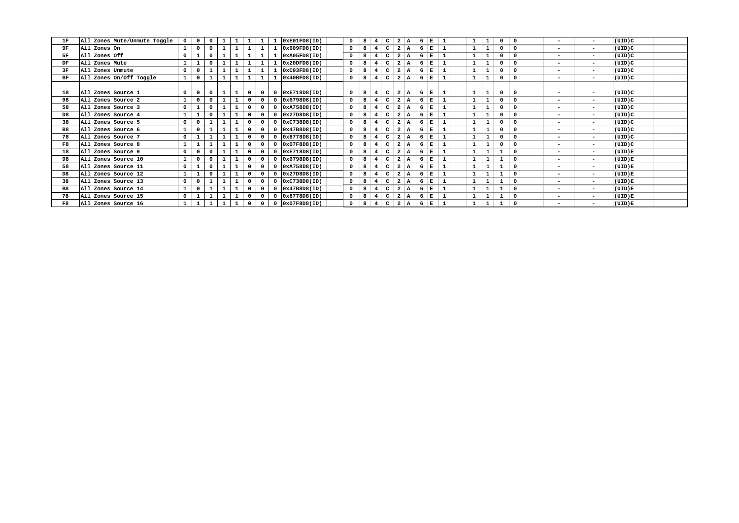| | | | | | | | | | | | | | | | | | | | | | | | | | | | | | | |
|---|---|---|---|---|---|---|---|---|---|---|---|---|---|---|---|---|---|---|---|---|---|---|---|---|---|---|---|---|---|---|
| 1F | All Zones Mute/Unmute Toggle | 0 | 0 | 0 | 1 | 1 | 1 | 1 | 1 | 0xE01FD8(ID) | | 0 | 8 | 4 | C | 2 | A | 6 | E | 1 | | 1 | 1 | 0 | 0 | | - | - | (UID)C | |
| 9F | All Zones On | 1 | 0 | 0 | 1 | 1 | 1 | 1 | 1 | 0x609FD8(ID) | | 0 | 8 | 4 | C | 2 | A | 6 | E | 1 | | 1 | 1 | 0 | 0 | | - | - | (UID)C | |
| 5F | All Zones Off | 0 | 1 | 0 | 1 | 1 | 1 | 1 | 1 | 0xA05FD8(ID) | | 0 | 8 | 4 | C | 2 | A | 6 | E | 1 | | 1 | 1 | 0 | 0 | | - | - | (UID)C | |
| DF | All Zones Mute | 1 | 1 | 0 | 1 | 1 | 1 | 1 | 1 | 0x20DFD8(ID) | | 0 | 8 | 4 | C | 2 | A | 6 | E | 1 | | 1 | 1 | 0 | 0 | | - | - | (UID)C | |
| 3F | All Zones Unmute | 0 | 0 | 1 | 1 | 1 | 1 | 1 | 1 | 0xC03FD8(ID) | | 0 | 8 | 4 | C | 2 | A | 6 | E | 1 | | 1 | 1 | 0 | 0 | | - | - | (UID)C | |
| BF | All Zones On/Off Toggle | 1 | 0 | 1 | 1 | 1 | 1 | 1 | 1 | 0x40BFD8(ID) | | 0 | 8 | 4 | C | 2 | A | 6 | E | 1 | | 1 | 1 | 0 | 0 | | - | - | (UID)C | |
| | | | | | | | | | | | | | | | | | | | | | | | | | | | | | | |
| 18 | All Zones Source 1 | 0 | 0 | 0 | 1 | 1 | 0 | 0 | 0 | 0xE718D8(ID) | | 0 | 8 | 4 | C | 2 | A | 6 | E | 1 | | 1 | 1 | 0 | 0 | | - | - | (UID)C | |
| 98 | All Zones Source 2 | 1 | 0 | 0 | 1 | 1 | 0 | 0 | 0 | 0x6798D8(ID) | | 0 | 8 | 4 | C | 2 | A | 6 | E | 1 | | 1 | 1 | 0 | 0 | | - | - | (UID)C | |
| 58 | All Zones Source 3 | 0 | 1 | 0 | 1 | 1 | 0 | 0 | 0 | 0xA758D8(ID) | | 0 | 8 | 4 | C | 2 | A | 6 | E | 1 | | 1 | 1 | 0 | 0 | | - | - | (UID)C | |
| D8 | All Zones Source 4 | 1 | 1 | 0 | 1 | 1 | 0 | 0 | 0 | 0x27D8D8(ID) | | 0 | 8 | 4 | C | 2 | A | 6 | E | 1 | | 1 | 1 | 0 | 0 | | - | - | (UID)C | |
| 38 | All Zones Source 5 | 0 | 0 | 1 | 1 | 1 | 0 | 0 | 0 | 0xC738D8(ID) | | 0 | 8 | 4 | C | 2 | A | 6 | E | 1 | | 1 | 1 | 0 | 0 | | - | - | (UID)C | |
| B8 | All Zones Source 6 | 1 | 0 | 1 | 1 | 1 | 0 | 0 | 0 | 0x47B8D8(ID) | | 0 | 8 | 4 | C | 2 | A | 6 | E | 1 | | 1 | 1 | 0 | 0 | | - | - | (UID)C | |
| 78 | All Zones Source 7 | 0 | 1 | 1 | 1 | 1 | 0 | 0 | 0 | 0x8778D8(ID) | | 0 | 8 | 4 | C | 2 | A | 6 | E | 1 | | 1 | 1 | 0 | 0 | | - | - | (UID)C | |
| F8 | All Zones Source 8 | 1 | 1 | 1 | 1 | 1 | 0 | 0 | 0 | 0x07F8D8(ID) | | 0 | 8 | 4 | C | 2 | A | 6 | E | 1 | | 1 | 1 | 0 | 0 | | - | - | (UID)C | |
| 18 | All Zones Source 9 | 0 | 0 | 0 | 1 | 1 | 0 | 0 | 0 | 0xE718D8(ID) | | 0 | 8 | 4 | C | 2 | A | 6 | E | 1 | | 1 | 1 | 1 | 0 | | - | - | (UID)E | |
| 98 | All Zones Source 10 | 1 | 0 | 0 | 1 | 1 | 0 | 0 | 0 | 0x6798D8(ID) | | 0 | 8 | 4 | C | 2 | A | 6 | E | 1 | | 1 | 1 | 1 | 0 | | - | - | (UID)E | |
| 58 | All Zones Source 11 | 0 | 1 | 0 | 1 | 1 | 0 | 0 | 0 | 0xA758D8(ID) | | 0 | 8 | 4 | C | 2 | A | 6 | E | 1 | | 1 | 1 | 1 | 0 | | - | - | (UID)E | |
| D8 | All Zones Source 12 | 1 | 1 | 0 | 1 | 1 | 0 | 0 | 0 | 0x27D8D8(ID) | | 0 | 8 | 4 | C | 2 | A | 6 | E | 1 | | 1 | 1 | 1 | 0 | | - | - | (UID)E | |
| 38 | All Zones Source 13 | 0 | 0 | 1 | 1 | 1 | 0 | 0 | 0 | 0xC738D8(ID) | | 0 | 8 | 4 | C | 2 | A | 6 | E | 1 | | 1 | 1 | 1 | 0 | | - | - | (UID)E | |
| B8 | All Zones Source 14 | 1 | 0 | 1 | 1 | 1 | 0 | 0 | 0 | 0x47B8D8(ID) | | 0 | 8 | 4 | C | 2 | A | 6 | E | 1 | | 1 | 1 | 1 | 0 | | - | - | (UID)E | |
| 78 | All Zones Source 15 | 0 | 1 | 1 | 1 | 1 | 0 | 0 | 0 | 0x8778D8(ID) | | 0 | 8 | 4 | C | 2 | A | 6 | E | 1 | | 1 | 1 | 1 | 0 | | - | - | (UID)E | |
| F8 | All Zones Source 16 | 1 | 1 | 1 | 1 | 1 | 0 | 0 | 0 | 0x07F8D8(ID) | | 0 | 8 | 4 | C | 2 | A | 6 | E | 1 | | 1 | 1 | 1 | 0 | | - | - | (UID)E | |